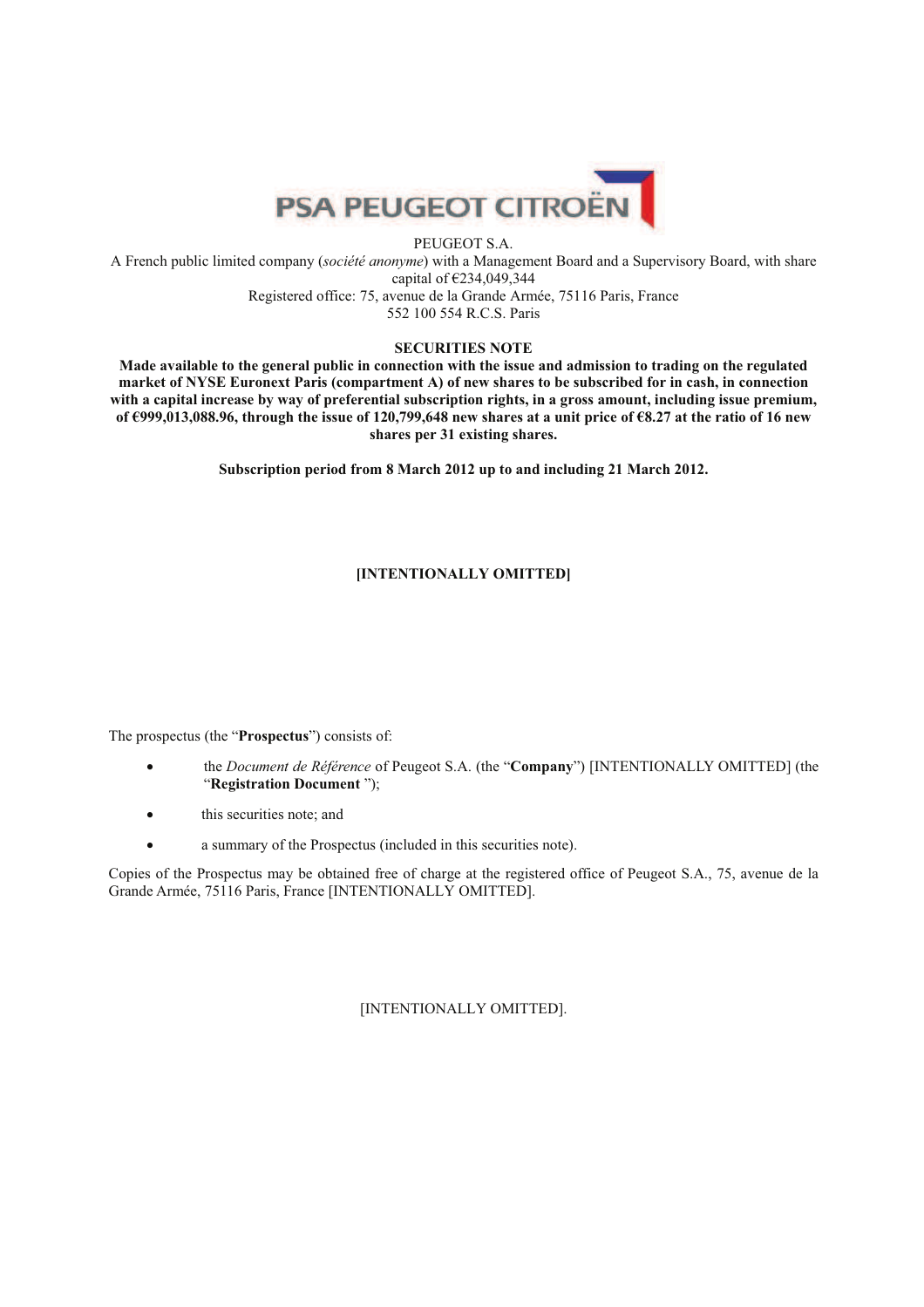PSA PEUGEOT CITROËN

PEUGEOT S.A.

A French public limited company (*société anonyme*) with a Management Board and a Supervisory Board, with share capital of €234,049,344

Registered office: 75, avenue de la Grande Armée, 75116 Paris, France

552 100 554 R.C.S. Paris

**SECURITIES NOTE**

**Made available to the general public in connection with the issue and admission to trading on the regulated market of NYSE Euronext Paris (compartment A) of new shares to be subscribed for in cash, in connection with a capital increase by way of preferential subscription rights, in a gross amount, including issue premium, of €999,013,088.96, through the issue of 120,799,648 new shares at a unit price of €8.27 at the ratio of 16 new shares per 31 existing shares.**

**Subscription period from 8 March 2012 up to and including 21 March 2012.**

**[INTENTIONALLY OMITTED]**

The prospectus (the "**Prospectus**") consists of:

- the *Document de Référence* of Peugeot S.A. (the "**Company**") [INTENTIONALLY OMITTED] (the "**Registration Document** ");
- this securities note; and
- a summary of the Prospectus (included in this securities note).

Copies of the Prospectus may be obtained free of charge at the registered office of Peugeot S.A., 75, avenue de la Grande Armée, 75116 Paris, France [INTENTIONALLY OMITTED].

[INTENTIONALLY OMITTED].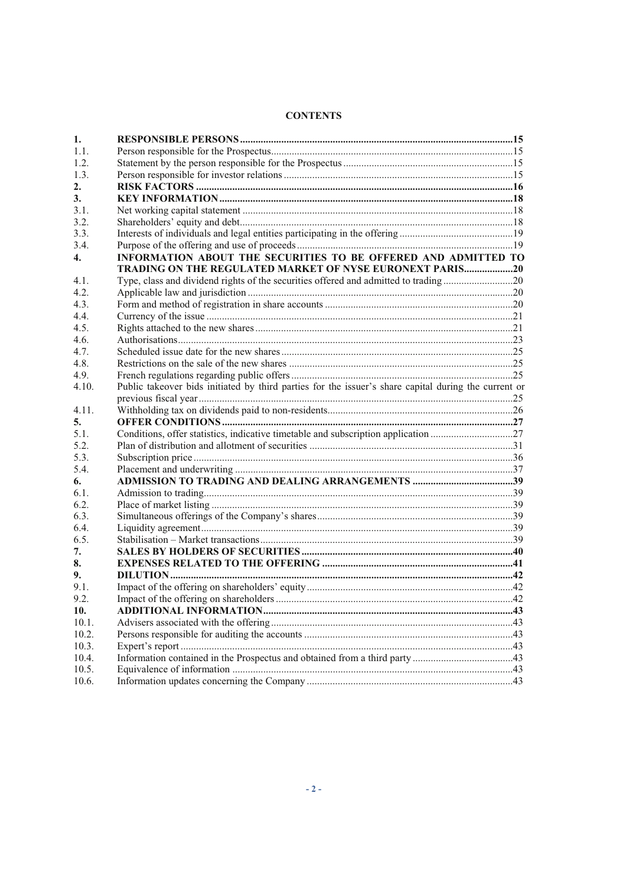# CONTENTS

| | | |
|---|---|---|
| **1.** | **RESPONSIBLE PERSONS** | **15** |
| 1.1. | Person responsible for the Prospectus | 15 |
| 1.2. | Statement by the person responsible for the Prospectus | 15 |
| 1.3. | Person responsible for investor relations | 15 |
| **2.** | **RISK FACTORS** | **16** |
| **3.** | **KEY INFORMATION** | **18** |
| 3.1. | Net working capital statement | 18 |
| 3.2. | Shareholders' equity and debt | 18 |
| 3.3. | Interests of individuals and legal entities participating in the offering | 19 |
| 3.4. | Purpose of the offering and use of proceeds | 19 |
| **4.** | **INFORMATION ABOUT THE SECURITIES TO BE OFFERED AND ADMITTED TO TRADING ON THE REGULATED MARKET OF NYSE EURONEXT PARIS** | **20** |
| 4.1. | Type, class and dividend rights of the securities offered and admitted to trading | 20 |
| 4.2. | Applicable law and jurisdiction | 20 |
| 4.3. | Form and method of registration in share accounts | 20 |
| 4.4. | Currency of the issue | 21 |
| 4.5. | Rights attached to the new shares | 21 |
| 4.6. | Authorisations | 23 |
| 4.7. | Scheduled issue date for the new shares | 25 |
| 4.8. | Restrictions on the sale of the new shares | 25 |
| 4.9. | French regulations regarding public offers | 25 |
| 4.10. | Public takeover bids initiated by third parties for the issuer's share capital during the current or previous fiscal year | 25 |
| 4.11. | Withholding tax on dividends paid to non-residents | 26 |
| **5.** | **OFFER CONDITIONS** | **27** |
| 5.1. | Conditions, offer statistics, indicative timetable and subscription application | 27 |
| 5.2. | Plan of distribution and allotment of securities | 31 |
| 5.3. | Subscription price | 36 |
| 5.4. | Placement and underwriting | 37 |
| **6.** | **ADMISSION TO TRADING AND DEALING ARRANGEMENTS** | **39** |
| 6.1. | Admission to trading | 39 |
| 6.2. | Place of market listing | 39 |
| 6.3. | Simultaneous offerings of the Company's shares | 39 |
| 6.4. | Liquidity agreement | 39 |
| 6.5. | Stabilisation – Market transactions | 39 |
| **7.** | **SALES BY HOLDERS OF SECURITIES** | **40** |
| **8.** | **EXPENSES RELATED TO THE OFFERING** | **41** |
| **9.** | **DILUTION** | **42** |
| 9.1. | Impact of the offering on shareholders' equity | 42 |
| 9.2. | Impact of the offering on shareholders | 42 |
| **10.** | **ADDITIONAL INFORMATION** | **43** |
| 10.1. | Advisers associated with the offering | 43 |
| 10.2. | Persons responsible for auditing the accounts | 43 |
| 10.3. | Expert's report | 43 |
| 10.4. | Information contained in the Prospectus and obtained from a third party | 43 |
| 10.5. | Equivalence of information | 43 |
| 10.6. | Information updates concerning the Company | 43 |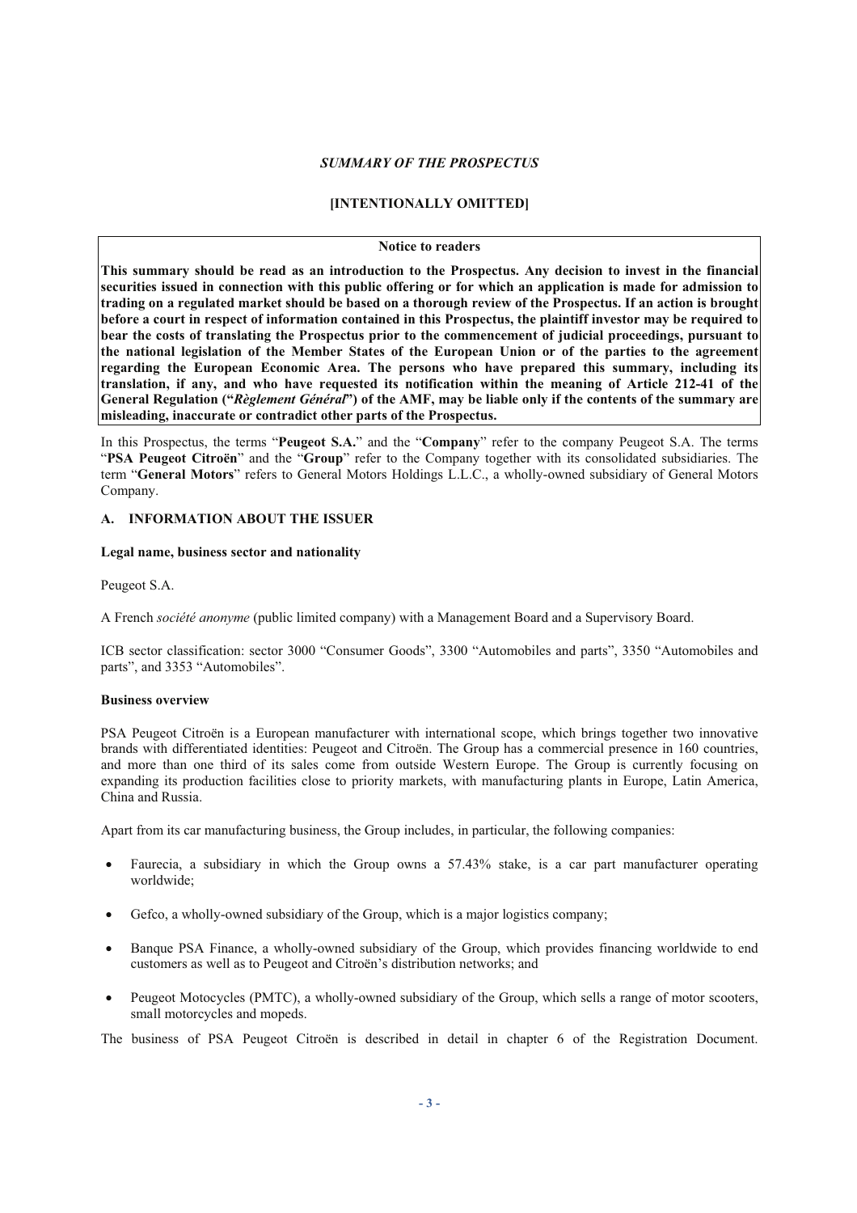*SUMMARY OF THE PROSPECTUS*

**[INTENTIONALLY OMITTED]**

**Notice to readers**

**This summary should be read as an introduction to the Prospectus. Any decision to invest in the financial securities issued in connection with this public offering or for which an application is made for admission to trading on a regulated market should be based on a thorough review of the Prospectus. If an action is brought before a court in respect of information contained in this Prospectus, the plaintiff investor may be required to bear the costs of translating the Prospectus prior to the commencement of judicial proceedings, pursuant to the national legislation of the Member States of the European Union or of the parties to the agreement regarding the European Economic Area. The persons who have prepared this summary, including its translation, if any, and who have requested its notification within the meaning of Article 212-41 of the General Regulation ("*Règlement Général*") of the AMF, may be liable only if the contents of the summary are misleading, inaccurate or contradict other parts of the Prospectus.**

In this Prospectus, the terms "**Peugeot S.A.**" and the "**Company**" refer to the company Peugeot S.A. The terms "**PSA Peugeot Citroën**" and the "**Group**" refer to the Company together with its consolidated subsidiaries. The term "**General Motors**" refers to General Motors Holdings L.L.C., a wholly-owned subsidiary of General Motors Company.

## A. INFORMATION ABOUT THE ISSUER

**Legal name, business sector and nationality**

Peugeot S.A.

A French *société anonyme* (public limited company) with a Management Board and a Supervisory Board.

ICB sector classification: sector 3000 "Consumer Goods", 3300 "Automobiles and parts", 3350 "Automobiles and parts", and 3353 "Automobiles".

**Business overview**

PSA Peugeot Citroën is a European manufacturer with international scope, which brings together two innovative brands with differentiated identities: Peugeot and Citroën. The Group has a commercial presence in 160 countries, and more than one third of its sales come from outside Western Europe. The Group is currently focusing on expanding its production facilities close to priority markets, with manufacturing plants in Europe, Latin America, China and Russia.

Apart from its car manufacturing business, the Group includes, in particular, the following companies:

- Faurecia, a subsidiary in which the Group owns a 57.43% stake, is a car part manufacturer operating worldwide;
- Gefco, a wholly-owned subsidiary of the Group, which is a major logistics company;
- Banque PSA Finance, a wholly-owned subsidiary of the Group, which provides financing worldwide to end customers as well as to Peugeot and Citroën's distribution networks; and
- Peugeot Motocycles (PMTC), a wholly-owned subsidiary of the Group, which sells a range of motor scooters, small motorcycles and mopeds.

The business of PSA Peugeot Citroën is described in detail in chapter 6 of the Registration Document.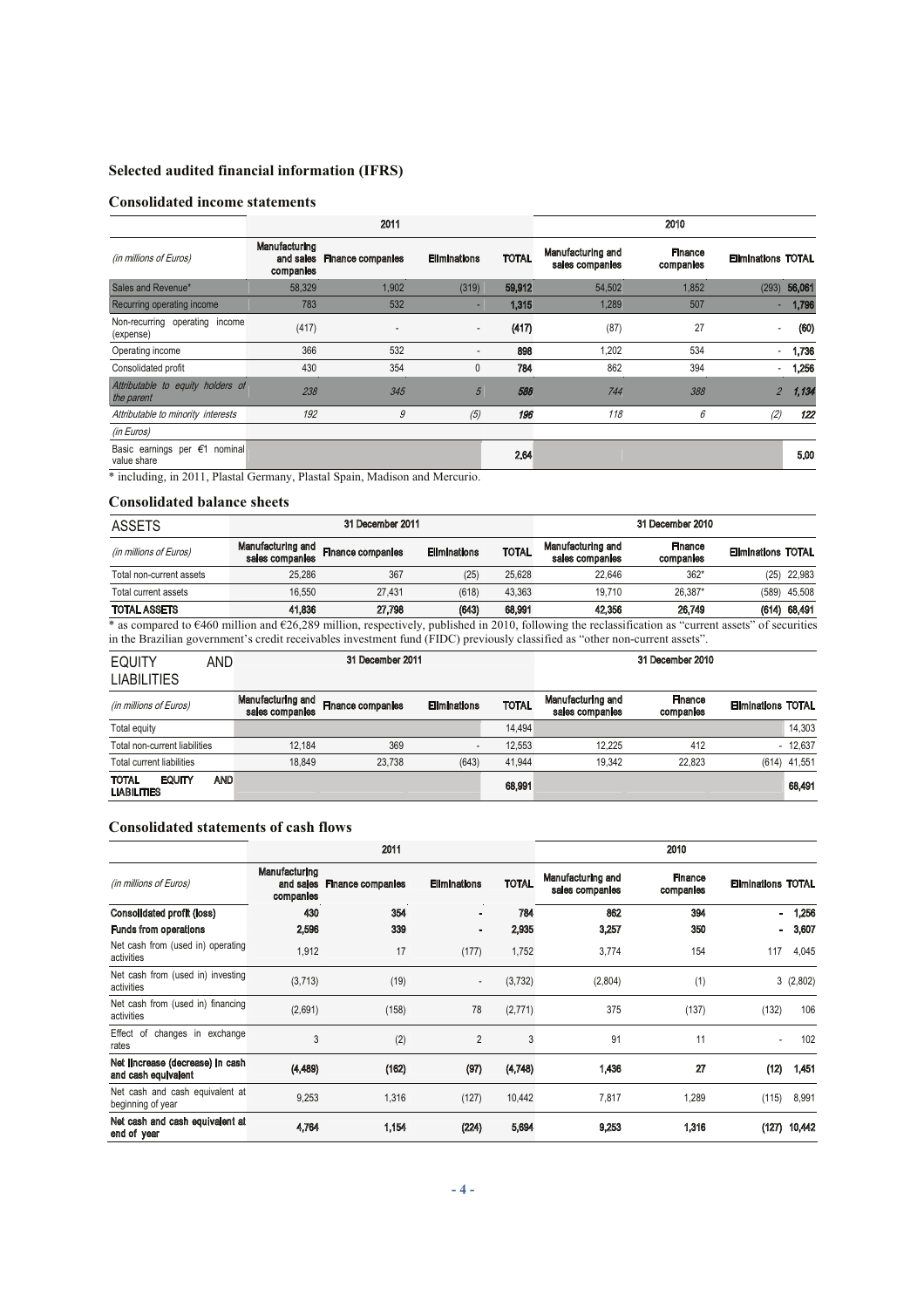### Selected audited financial information (IFRS)

#### Consolidated income statements

| (in millions of Euros) | 2011 | | | | 2010 | | | |
|---|---|---|---|---|---|---|---|---|
| | Manufacturing and sales companies | Finance companies | Eliminations | TOTAL | Manufacturing and sales companies | Finance companies | Eliminations | TOTAL |
| Sales and Revenue* | 58,329 | 1,902 | (319) | 59,912 | 54,502 | 1,852 | (293) | 56,061 |
| Recurring operating income | 783 | 532 | - | 1,315 | 1,289 | 507 | - | 1,796 |
| Non-recurring operating income (expense) | (417) | - | - | (417) | (87) | 27 | - | (60) |
| Operating income | 366 | 532 | - | 898 | 1,202 | 534 | - | 1,736 |
| Consolidated profit | 430 | 354 | 0 | 784 | 862 | 394 | - | 1,256 |
| *Attributable to equity holders of the parent* | *238* | *345* | *5* | *588* | *744* | *388* | *2* | *1,134* |
| *Attributable to minority interests* | *192* | *9* | *(5)* | *196* | *118* | *6* | *(2)* | *122* |
| *(in Euros)* | | | | | | | | |
| Basic earnings per €1 nominal value share | | | | 2.64 | | | | 5.00 |

\* including, in 2011, Plastal Germany, Plastal Spain, Madison and Mercurio.

#### Consolidated balance sheets

| ASSETS | 31 December 2011 | | | | 31 December 2010 | | | |
|---|---|---|---|---|---|---|---|---|
| (in millions of Euros) | Manufacturing and sales companies | Finance companies | Eliminations | TOTAL | Manufacturing and sales companies | Finance companies | Eliminations | TOTAL |
| Total non-current assets | 25,286 | 367 | (25) | 25,628 | 22,646 | 362* | (25) | 22,983 |
| Total current assets | 16,550 | 27,431 | (618) | 43,363 | 19,710 | 26,387* | (589) | 45,508 |
| **TOTAL ASSETS** | **41,836** | **27,798** | **(643)** | **68,991** | **42,356** | **26,749** | **(614)** | **68,491** |

\* as compared to €460 million and €26,289 million, respectively, published in 2010, following the reclassification as "current assets" of securities in the Brazilian government's credit receivables investment fund (FIDC) previously classified as "other non-current assets".

| EQUITY AND LIABILITIES | 31 December 2011 | | | | 31 December 2010 | | | |
|---|---|---|---|---|---|---|---|---|
| (in millions of Euros) | Manufacturing and sales companies | Finance companies | Eliminations | TOTAL | Manufacturing and sales companies | Finance companies | Eliminations | TOTAL |
| Total equity | | | | 14,494 | | | | 14,303 |
| Total non-current liabilities | 12,184 | 369 | - | 12,553 | 12,225 | 412 | - | 12,637 |
| Total current liabilities | 18,849 | 23,738 | (643) | 41,944 | 19,342 | 22,823 | (614) | 41,551 |
| **TOTAL EQUITY AND LIABILITIES** | | | | **68,991** | | | | **68,491** |

#### Consolidated statements of cash flows

| (in millions of Euros) | 2011 | | | | 2010 | | | |
|---|---|---|---|---|---|---|---|---|
| | Manufacturing and sales companies | Finance companies | Eliminations | TOTAL | Manufacturing and sales companies | Finance companies | Eliminations | TOTAL |
| **Consolidated profit (loss)** | **430** | **354** | **-** | **784** | **862** | **394** | **-** | **1,256** |
| **Funds from operations** | **2,596** | **339** | **-** | **2,935** | **3,257** | **350** | **-** | **3,607** |
| Net cash from (used in) operating activities | 1,912 | 17 | (177) | 1,752 | 3,774 | 154 | 117 | 4,045 |
| Net cash from (used in) investing activities | (3,713) | (19) | - | (3,732) | (2,804) | (1) | 3 | (2,802) |
| Net cash from (used in) financing activities | (2,691) | (158) | 78 | (2,771) | 375 | (137) | (132) | 106 |
| Effect of changes in exchange rates | 3 | (2) | 2 | 3 | 91 | 11 | - | 102 |
| **Net increase (decrease) in cash and cash equivalent** | **(4,489)** | **(162)** | **(97)** | **(4,748)** | **1,436** | **27** | **(12)** | **1,451** |
| Net cash and cash equivalent at beginning of year | 9,253 | 1,316 | (127) | 10,442 | 7,817 | 1,289 | (115) | 8,991 |
| **Net cash and cash equivalent at end of year** | **4,764** | **1,154** | **(224)** | **5,694** | **9,253** | **1,316** | **(127)** | **10,442** |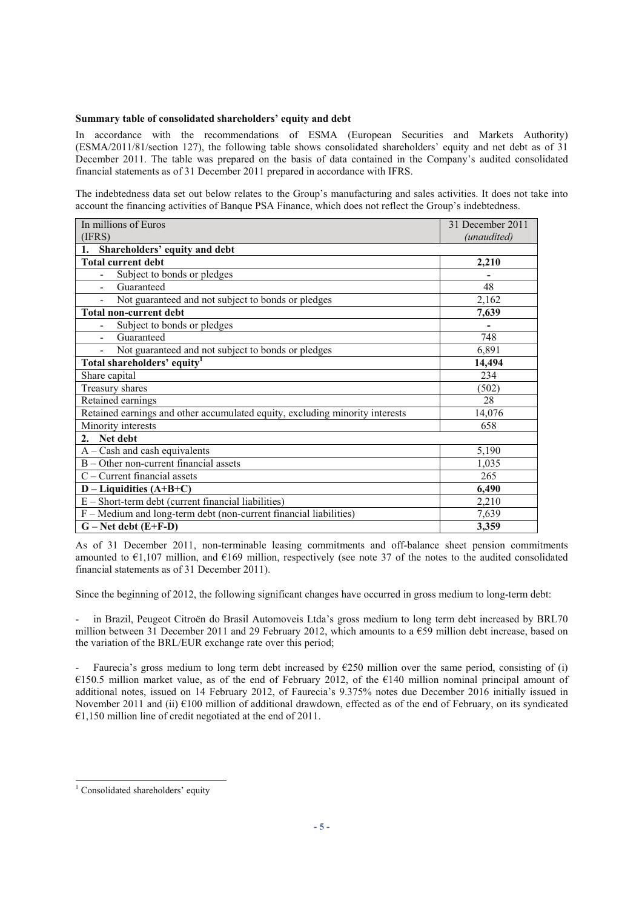**Summary table of consolidated shareholders' equity and debt**

In accordance with the recommendations of ESMA (European Securities and Markets Authority) (ESMA/2011/81/section 127), the following table shows consolidated shareholders' equity and net debt as of 31 December 2011. The table was prepared on the basis of data contained in the Company's audited consolidated financial statements as of 31 December 2011 prepared in accordance with IFRS.

The indebtedness data set out below relates to the Group's manufacturing and sales activities. It does not take into account the financing activities of Banque PSA Finance, which does not reflect the Group's indebtedness.

| In millions of Euros (IFRS) | 31 December 2011 *(unaudited)* |
|---|---|
| **1. Shareholders' equity and debt** | |
| **Total current debt** | **2,210** |
| - Subject to bonds or pledges | - |
| - Guaranteed | 48 |
| - Not guaranteed and not subject to bonds or pledges | 2,162 |
| **Total non-current debt** | **7,639** |
| - Subject to bonds or pledges | - |
| - Guaranteed | 748 |
| - Not guaranteed and not subject to bonds or pledges | 6,891 |
| **Total shareholders' equity**[1] | **14,494** |
| Share capital | 234 |
| Treasury shares | (502) |
| Retained earnings | 28 |
| Retained earnings and other accumulated equity, excluding minority interests | 14,076 |
| Minority interests | 658 |
| **2. Net debt** | |
| A – Cash and cash equivalents | 5,190 |
| B – Other non-current financial assets | 1,035 |
| C – Current financial assets | 265 |
| **D – Liquidities (A+B+C)** | **6,490** |
| E – Short-term debt (current financial liabilities) | 2,210 |
| F – Medium and long-term debt (non-current financial liabilities) | 7,639 |
| **G – Net debt (E+F-D)** | **3,359** |

As of 31 December 2011, non-terminable leasing commitments and off-balance sheet pension commitments amounted to €1,107 million, and €169 million, respectively (see note 37 of the notes to the audited consolidated financial statements as of 31 December 2011).

Since the beginning of 2012, the following significant changes have occurred in gross medium to long-term debt:

- in Brazil, Peugeot Citroën do Brasil Automoveis Ltda's gross medium to long term debt increased by BRL70 million between 31 December 2011 and 29 February 2012, which amounts to a €59 million debt increase, based on the variation of the BRL/EUR exchange rate over this period;

- Faurecia's gross medium to long term debt increased by €250 million over the same period, consisting of (i) €150.5 million market value, as of the end of February 2012, of the €140 million nominal principal amount of additional notes, issued on 14 February 2012, of Faurecia's 9.375% notes due December 2016 initially issued in November 2011 and (ii) €100 million of additional drawdown, effected as of the end of February, on its syndicated €1,150 million line of credit negotiated at the end of 2011.

[1] Consolidated shareholders' equity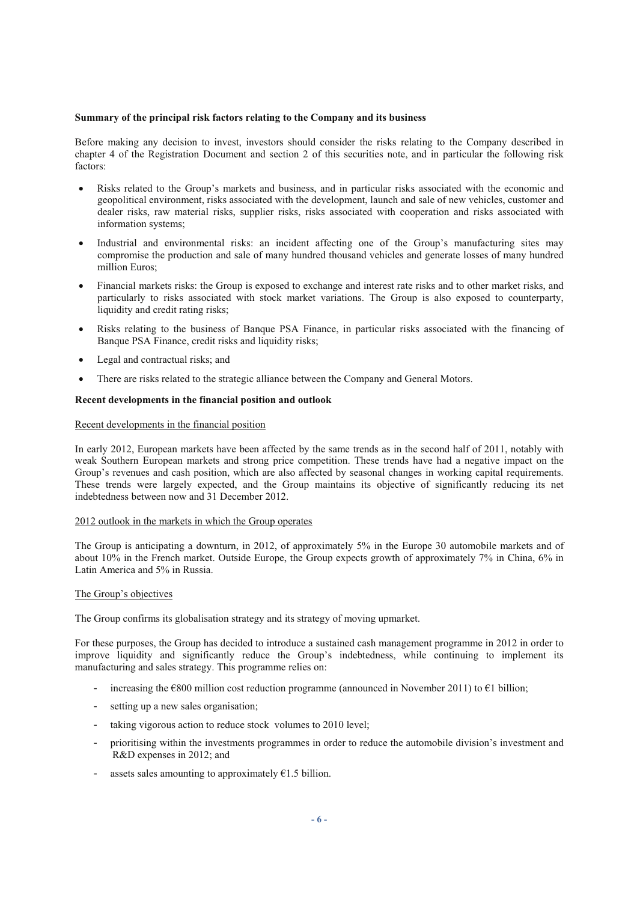**Summary of the principal risk factors relating to the Company and its business**

Before making any decision to invest, investors should consider the risks relating to the Company described in chapter 4 of the Registration Document and section 2 of this securities note, and in particular the following risk factors:

- Risks related to the Group's markets and business, and in particular risks associated with the economic and geopolitical environment, risks associated with the development, launch and sale of new vehicles, customer and dealer risks, raw material risks, supplier risks, risks associated with cooperation and risks associated with information systems;
- Industrial and environmental risks: an incident affecting one of the Group's manufacturing sites may compromise the production and sale of many hundred thousand vehicles and generate losses of many hundred million Euros;
- Financial markets risks: the Group is exposed to exchange and interest rate risks and to other market risks, and particularly to risks associated with stock market variations. The Group is also exposed to counterparty, liquidity and credit rating risks;
- Risks relating to the business of Banque PSA Finance, in particular risks associated with the financing of Banque PSA Finance, credit risks and liquidity risks;
- Legal and contractual risks; and
- There are risks related to the strategic alliance between the Company and General Motors.

**Recent developments in the financial position and outlook**

Recent developments in the financial position

In early 2012, European markets have been affected by the same trends as in the second half of 2011, notably with weak Southern European markets and strong price competition. These trends have had a negative impact on the Group's revenues and cash position, which are also affected by seasonal changes in working capital requirements. These trends were largely expected, and the Group maintains its objective of significantly reducing its net indebtedness between now and 31 December 2012.

2012 outlook in the markets in which the Group operates

The Group is anticipating a downturn, in 2012, of approximately 5% in the Europe 30 automobile markets and of about 10% in the French market. Outside Europe, the Group expects growth of approximately 7% in China, 6% in Latin America and 5% in Russia.

The Group's objectives

The Group confirms its globalisation strategy and its strategy of moving upmarket.

For these purposes, the Group has decided to introduce a sustained cash management programme in 2012 in order to improve liquidity and significantly reduce the Group's indebtedness, while continuing to implement its manufacturing and sales strategy. This programme relies on:

- increasing the €800 million cost reduction programme (announced in November 2011) to €1 billion;
- setting up a new sales organisation;
- taking vigorous action to reduce stock volumes to 2010 level;
- prioritising within the investments programmes in order to reduce the automobile division's investment and R&D expenses in 2012; and
- assets sales amounting to approximately €1.5 billion.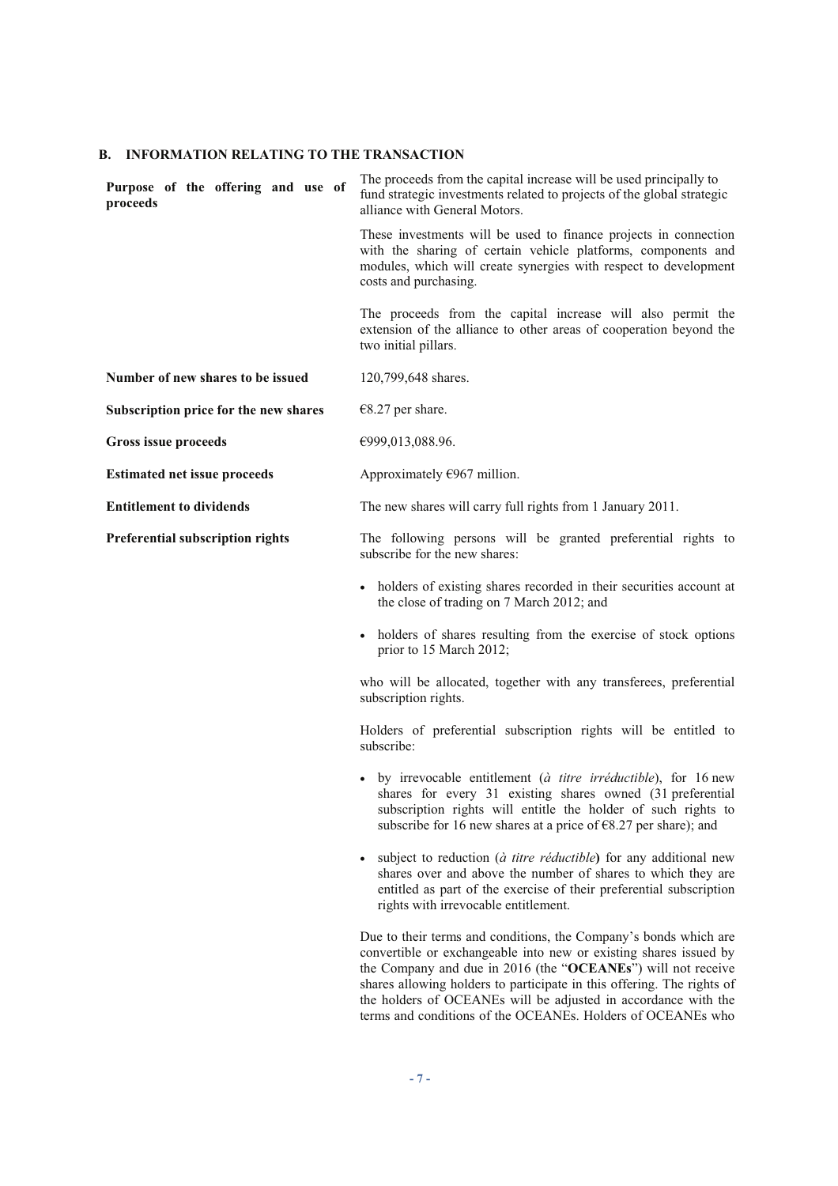## B. INFORMATION RELATING TO THE TRANSACTION

| | |
|---|---|
| **Purpose of the offering and use of proceeds** | The proceeds from the capital increase will be used principally to fund strategic investments related to projects of the global strategic alliance with General Motors.<br><br>These investments will be used to finance projects in connection with the sharing of certain vehicle platforms, components and modules, which will create synergies with respect to development costs and purchasing.<br><br>The proceeds from the capital increase will also permit the extension of the alliance to other areas of cooperation beyond the two initial pillars. |
| **Number of new shares to be issued** | 120,799,648 shares. |
| **Subscription price for the new shares** | €8.27 per share. |
| **Gross issue proceeds** | €999,013,088.96. |
| **Estimated net issue proceeds** | Approximately €967 million. |
| **Entitlement to dividends** | The new shares will carry full rights from 1 January 2011. |
| **Preferential subscription rights** | The following persons will be granted preferential rights to subscribe for the new shares:<br><br>• holders of existing shares recorded in their securities account at the close of trading on 7 March 2012; and<br><br>• holders of shares resulting from the exercise of stock options prior to 15 March 2012;<br><br>who will be allocated, together with any transferees, preferential subscription rights.<br><br>Holders of preferential subscription rights will be entitled to subscribe:<br><br>• by irrevocable entitlement (*à titre irréductible*), for 16 new shares for every 31 existing shares owned (31 preferential subscription rights will entitle the holder of such rights to subscribe for 16 new shares at a price of €8.27 per share); and<br><br>• subject to reduction (*à titre réductible*) for any additional new shares over and above the number of shares to which they are entitled as part of the exercise of their preferential subscription rights with irrevocable entitlement.<br><br>Due to their terms and conditions, the Company's bonds which are convertible or exchangeable into new or existing shares issued by the Company and due in 2016 (the "**OCEANEs**") will not receive shares allowing holders to participate in this offering. The rights of the holders of OCEANEs will be adjusted in accordance with the terms and conditions of the OCEANEs. Holders of OCEANEs who |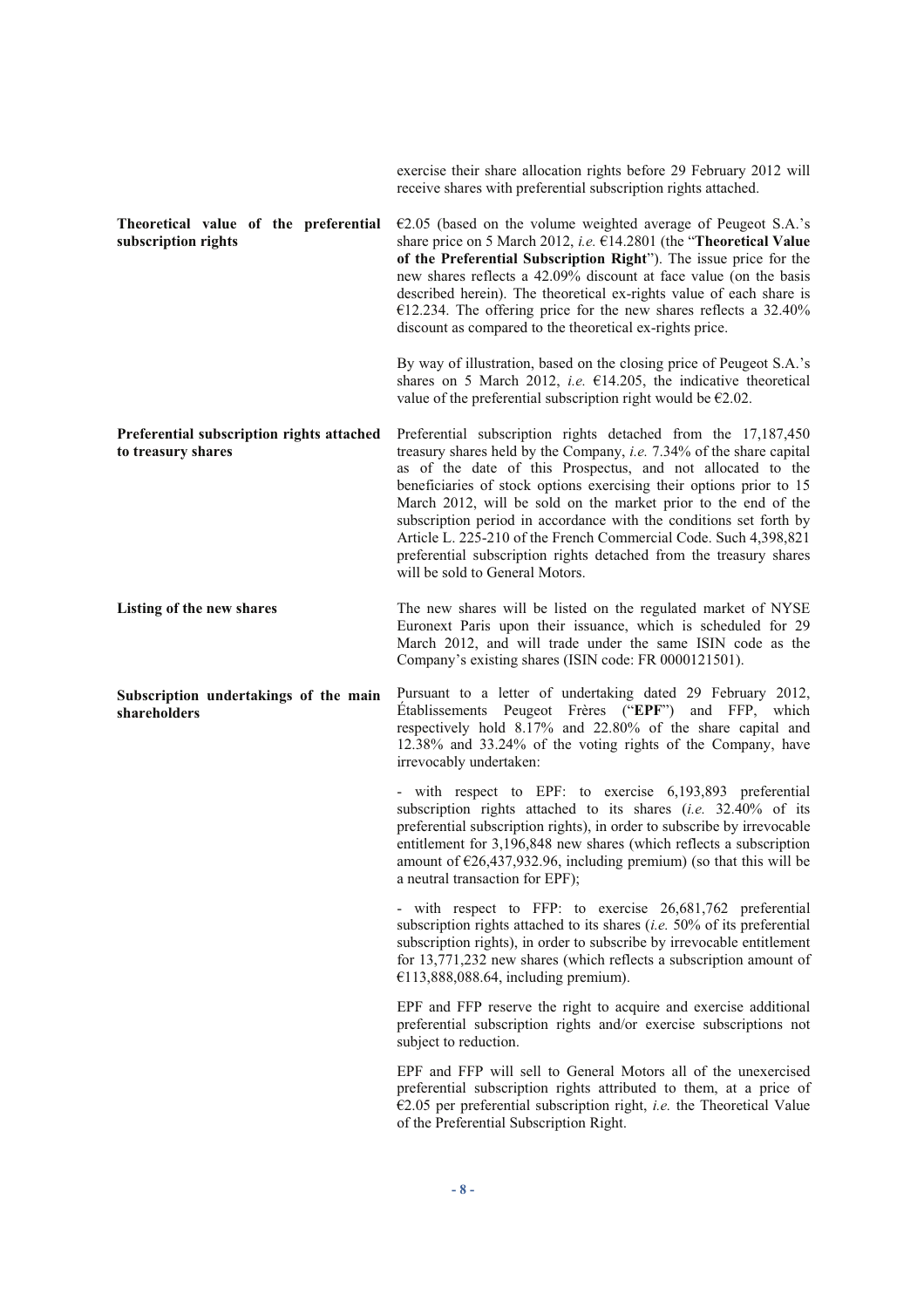| | |
|---|---|
| | exercise their share allocation rights before 29 February 2012 will receive shares with preferential subscription rights attached. |
| **Theoretical value of the preferential subscription rights** | €2.05 (based on the volume weighted average of Peugeot S.A.'s share price on 5 March 2012, *i.e.* €14.2801 (the "**Theoretical Value of the Preferential Subscription Right**"). The issue price for the new shares reflects a 42.09% discount at face value (on the basis described herein). The theoretical ex-rights value of each share is €12.234. The offering price for the new shares reflects a 32.40% discount as compared to the theoretical ex-rights price.<br><br>By way of illustration, based on the closing price of Peugeot S.A.'s shares on 5 March 2012, *i.e.* €14.205, the indicative theoretical value of the preferential subscription right would be €2.02. |
| **Preferential subscription rights attached to treasury shares** | Preferential subscription rights detached from the 17,187,450 treasury shares held by the Company, *i.e.* 7.34% of the share capital as of the date of this Prospectus, and not allocated to the beneficiaries of stock options exercising their options prior to 15 March 2012, will be sold on the market prior to the end of the subscription period in accordance with the conditions set forth by Article L. 225-210 of the French Commercial Code. Such 4,398,821 preferential subscription rights detached from the treasury shares will be sold to General Motors. |
| **Listing of the new shares** | The new shares will be listed on the regulated market of NYSE Euronext Paris upon their issuance, which is scheduled for 29 March 2012, and will trade under the same ISIN code as the Company's existing shares (ISIN code: FR 0000121501). |
| **Subscription undertakings of the main shareholders** | Pursuant to a letter of undertaking dated 29 February 2012, Établissements Peugeot Frères ("**EPF**") and FFP, which respectively hold 8.17% and 22.80% of the share capital and 12.38% and 33.24% of the voting rights of the Company, have irrevocably undertaken:<br><br>- with respect to EPF: to exercise 6,193,893 preferential subscription rights attached to its shares (*i.e.* 32.40% of its preferential subscription rights), in order to subscribe by irrevocable entitlement for 3,196,848 new shares (which reflects a subscription amount of €26,437,932.96, including premium) (so that this will be a neutral transaction for EPF);<br><br>- with respect to FFP: to exercise 26,681,762 preferential subscription rights attached to its shares (*i.e.* 50% of its preferential subscription rights), in order to subscribe by irrevocable entitlement for 13,771,232 new shares (which reflects a subscription amount of €113,888,088.64, including premium).<br><br>EPF and FFP reserve the right to acquire and exercise additional preferential subscription rights and/or exercise subscriptions not subject to reduction.<br><br>EPF and FFP will sell to General Motors all of the unexercised preferential subscription rights attributed to them, at a price of €2.05 per preferential subscription right, *i.e.* the Theoretical Value of the Preferential Subscription Right. |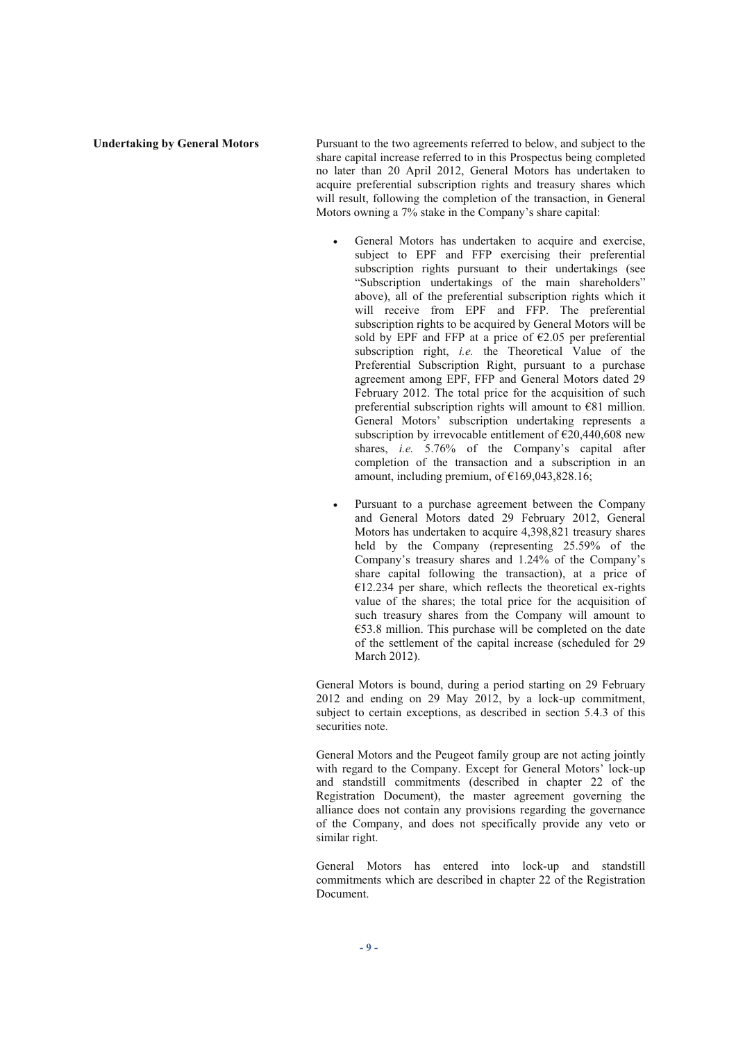**Undertaking by General Motors**

Pursuant to the two agreements referred to below, and subject to the share capital increase referred to in this Prospectus being completed no later than 20 April 2012, General Motors has undertaken to acquire preferential subscription rights and treasury shares which will result, following the completion of the transaction, in General Motors owning a 7% stake in the Company's share capital:

- General Motors has undertaken to acquire and exercise, subject to EPF and FFP exercising their preferential subscription rights pursuant to their undertakings (see "Subscription undertakings of the main shareholders" above), all of the preferential subscription rights which it will receive from EPF and FFP. The preferential subscription rights to be acquired by General Motors will be sold by EPF and FFP at a price of €2.05 per preferential subscription right, *i.e.* the Theoretical Value of the Preferential Subscription Right, pursuant to a purchase agreement among EPF, FFP and General Motors dated 29 February 2012. The total price for the acquisition of such preferential subscription rights will amount to €81 million. General Motors' subscription undertaking represents a subscription by irrevocable entitlement of €20,440,608 new shares, *i.e.* 5.76% of the Company's capital after completion of the transaction and a subscription in an amount, including premium, of €169,043,828.16;

- Pursuant to a purchase agreement between the Company and General Motors dated 29 February 2012, General Motors has undertaken to acquire 4,398,821 treasury shares held by the Company (representing 25.59% of the Company's treasury shares and 1.24% of the Company's share capital following the transaction), at a price of €12.234 per share, which reflects the theoretical ex-rights value of the shares; the total price for the acquisition of such treasury shares from the Company will amount to €53.8 million. This purchase will be completed on the date of the settlement of the capital increase (scheduled for 29 March 2012).

General Motors is bound, during a period starting on 29 February 2012 and ending on 29 May 2012, by a lock-up commitment, subject to certain exceptions, as described in section 5.4.3 of this securities note.

General Motors and the Peugeot family group are not acting jointly with regard to the Company. Except for General Motors' lock-up and standstill commitments (described in chapter 22 of the Registration Document), the master agreement governing the alliance does not contain any provisions regarding the governance of the Company, and does not specifically provide any veto or similar right.

General Motors has entered into lock-up and standstill commitments which are described in chapter 22 of the Registration Document.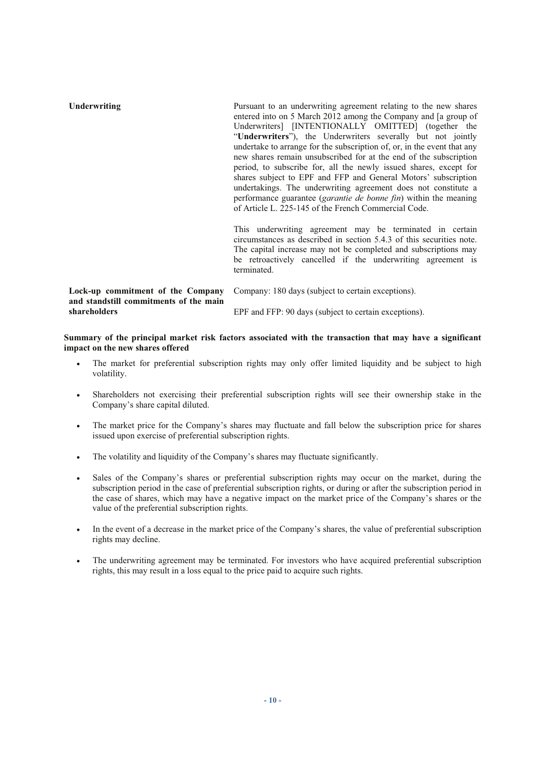| | |
|---|---|
| **Underwriting** | Pursuant to an underwriting agreement relating to the new shares entered into on 5 March 2012 among the Company and [a group of Underwriters] [INTENTIONALLY OMITTED] (together the "**Underwriters**"), the Underwriters severally but not jointly undertake to arrange for the subscription of, or, in the event that any new shares remain unsubscribed for at the end of the subscription period, to subscribe for, all the newly issued shares, except for shares subject to EPF and FFP and General Motors' subscription undertakings. The underwriting agreement does not constitute a performance guarantee (*garantie de bonne fin*) within the meaning of Article L. 225-145 of the French Commercial Code.<br><br>This underwriting agreement may be terminated in certain circumstances as described in section 5.4.3 of this securities note. The capital increase may not be completed and subscriptions may be retroactively cancelled if the underwriting agreement is terminated. |
| **Lock-up commitment of the Company and standstill commitments of the main shareholders** | Company: 180 days (subject to certain exceptions).<br><br>EPF and FFP: 90 days (subject to certain exceptions). |

**Summary of the principal market risk factors associated with the transaction that may have a significant impact on the new shares offered**

- The market for preferential subscription rights may only offer limited liquidity and be subject to high volatility.
- Shareholders not exercising their preferential subscription rights will see their ownership stake in the Company's share capital diluted.
- The market price for the Company's shares may fluctuate and fall below the subscription price for shares issued upon exercise of preferential subscription rights.
- The volatility and liquidity of the Company's shares may fluctuate significantly.
- Sales of the Company's shares or preferential subscription rights may occur on the market, during the subscription period in the case of preferential subscription rights, or during or after the subscription period in the case of shares, which may have a negative impact on the market price of the Company's shares or the value of the preferential subscription rights.
- In the event of a decrease in the market price of the Company's shares, the value of preferential subscription rights may decline.
- The underwriting agreement may be terminated. For investors who have acquired preferential subscription rights, this may result in a loss equal to the price paid to acquire such rights.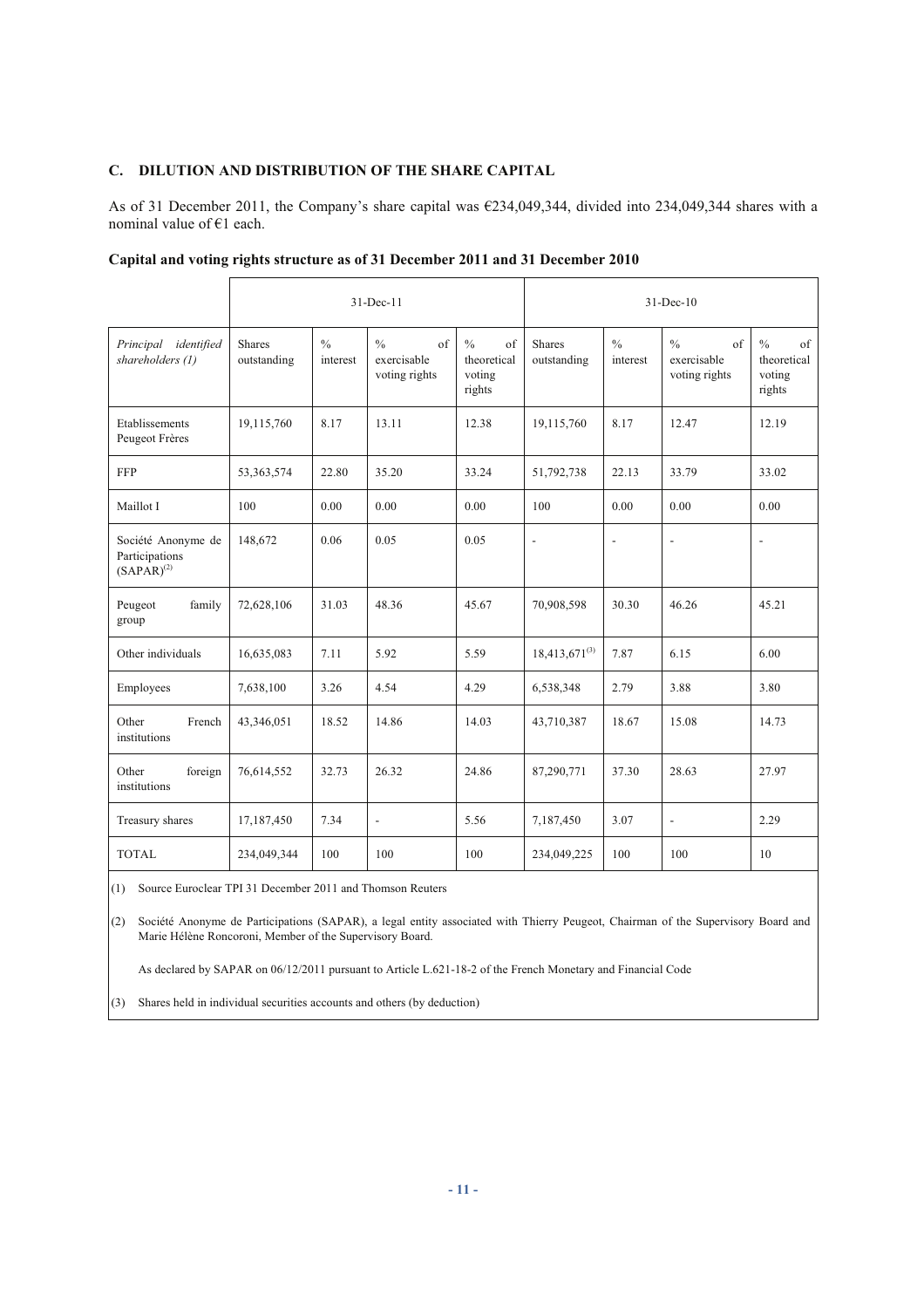## C. DILUTION AND DISTRIBUTION OF THE SHARE CAPITAL

As of 31 December 2011, the Company's share capital was €234,049,344, divided into 234,049,344 shares with a nominal value of €1 each.

**Capital and voting rights structure as of 31 December 2011 and 31 December 2010**

| | 31-Dec-11 | | | | 31-Dec-10 | | | |
|---|---|---|---|---|---|---|---|---|
| *Principal identified shareholders (1)* | Shares outstanding | % interest | % of exercisable voting rights | % of theoretical voting rights | Shares outstanding | % interest | % of exercisable voting rights | % of theoretical voting rights |
| Etablissements Peugeot Frères | 19,115,760 | 8.17 | 13.11 | 12.38 | 19,115,760 | 8.17 | 12.47 | 12.19 |
| FFP | 53,363,574 | 22.80 | 35.20 | 33.24 | 51,792,738 | 22.13 | 33.79 | 33.02 |
| Maillot I | 100 | 0.00 | 0.00 | 0.00 | 100 | 0.00 | 0.00 | 0.00 |
| Société Anonyme de Participations (SAPAR)(2) | 148,672 | 0.06 | 0.05 | 0.05 | - | - | - | - |
| Peugeot family group | 72,628,106 | 31.03 | 48.36 | 45.67 | 70,908,598 | 30.30 | 46.26 | 45.21 |
| Other individuals | 16,635,083 | 7.11 | 5.92 | 5.59 | 18,413,671(3) | 7.87 | 6.15 | 6.00 |
| Employees | 7,638,100 | 3.26 | 4.54 | 4.29 | 6,538,348 | 2.79 | 3.88 | 3.80 |
| Other French institutions | 43,346,051 | 18.52 | 14.86 | 14.03 | 43,710,387 | 18.67 | 15.08 | 14.73 |
| Other foreign institutions | 76,614,552 | 32.73 | 26.32 | 24.86 | 87,290,771 | 37.30 | 28.63 | 27.97 |
| Treasury shares | 17,187,450 | 7.34 | - | 5.56 | 7,187,450 | 3.07 | - | 2.29 |
| TOTAL | 234,049,344 | 100 | 100 | 100 | 234,049,225 | 100 | 100 | 10 |

(1) Source Euroclear TPI 31 December 2011 and Thomson Reuters

(2) Société Anonyme de Participations (SAPAR), a legal entity associated with Thierry Peugeot, Chairman of the Supervisory Board and Marie Hélène Roncoroni, Member of the Supervisory Board.

As declared by SAPAR on 06/12/2011 pursuant to Article L.621-18-2 of the French Monetary and Financial Code

(3) Shares held in individual securities accounts and others (by deduction)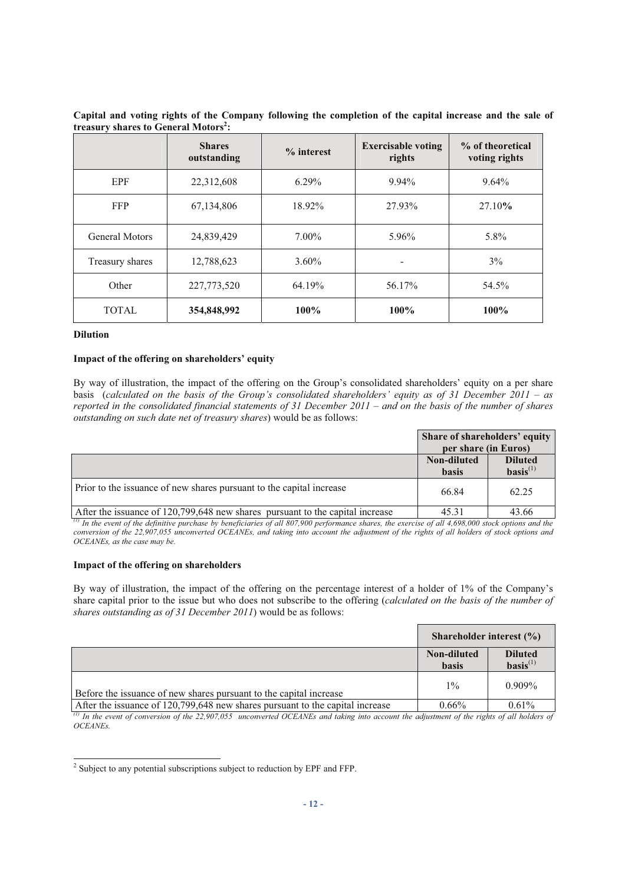**Capital and voting rights of the Company following the completion of the capital increase and the sale of treasury shares to General Motors[2]:**

| | Shares outstanding | % interest | Exercisable voting rights | % of theoretical voting rights |
|---|---|---|---|---|
| EPF | 22,312,608 | 6.29% | 9.94% | 9.64% |
| FFP | 67,134,806 | 18.92% | 27.93% | 27.10**%** |
| General Motors | 24,839,429 | 7.00% | 5.96% | 5.8% |
| Treasury shares | 12,788,623 | 3.60% | - | 3% |
| Other | 227,773,520 | 64.19% | 56.17% | 54.5% |
| TOTAL | **354,848,992** | **100%** | **100%** | **100%** |

**Dilution**

**Impact of the offering on shareholders' equity**

By way of illustration, the impact of the offering on the Group's consolidated shareholders' equity on a per share basis (*calculated on the basis of the Group's consolidated shareholders' equity as of 31 December 2011 – as reported in the consolidated financial statements of 31 December 2011 – and on the basis of the number of shares outstanding on such date net of treasury shares*) would be as follows:

| | Share of shareholders' equity per share (in Euros) | |
|---|---|---|
| | **Non-diluted basis** | **Diluted basis**[(1)] |
| Prior to the issuance of new shares pursuant to the capital increase | 66.84 | 62.25 |
| After the issuance of 120,799,648 new shares pursuant to the capital increase | 45.31 | 43.66 |

*[(1)] In the event of the definitive purchase by beneficiaries of all 807,900 performance shares, the exercise of all 4,698,000 stock options and the conversion of the 22,907,055 unconverted OCEANEs, and taking into account the adjustment of the rights of all holders of stock options and OCEANEs, as the case may be.*

**Impact of the offering on shareholders**

By way of illustration, the impact of the offering on the percentage interest of a holder of 1% of the Company's share capital prior to the issue but who does not subscribe to the offering (*calculated on the basis of the number of shares outstanding as of 31 December 2011*) would be as follows:

| | Shareholder interest (%) | |
|---|---|---|
| | **Non-diluted basis** | **Diluted basis**[(1)] |
| Before the issuance of new shares pursuant to the capital increase | 1% | 0.909% |
| After the issuance of 120,799,648 new shares pursuant to the capital increase | 0.66% | 0.61% |

*[(1)] In the event of conversion of the 22,907,055 unconverted OCEANEs and taking into account the adjustment of the rights of all holders of OCEANEs.*

[2] Subject to any potential subscriptions subject to reduction by EPF and FFP.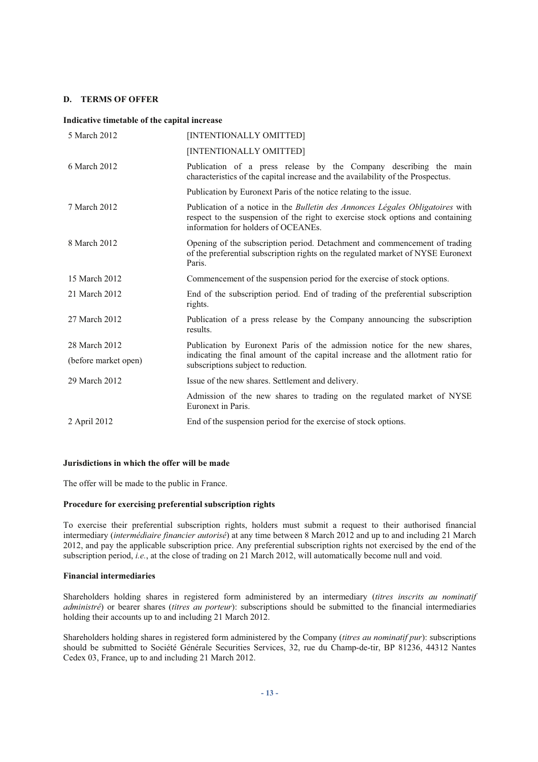## D. TERMS OF OFFER

**Indicative timetable of the capital increase**

| | |
|---|---|
| 5 March 2012 | [INTENTIONALLY OMITTED] |
| | [INTENTIONALLY OMITTED] |
| 6 March 2012 | Publication of a press release by the Company describing the main characteristics of the capital increase and the availability of the Prospectus. |
| | Publication by Euronext Paris of the notice relating to the issue. |
| 7 March 2012 | Publication of a notice in the *Bulletin des Annonces Légales Obligatoires* with respect to the suspension of the right to exercise stock options and containing information for holders of OCEANEs. |
| 8 March 2012 | Opening of the subscription period. Detachment and commencement of trading of the preferential subscription rights on the regulated market of NYSE Euronext Paris. |
| 15 March 2012 | Commencement of the suspension period for the exercise of stock options. |
| 21 March 2012 | End of the subscription period. End of trading of the preferential subscription rights. |
| 27 March 2012 | Publication of a press release by the Company announcing the subscription results. |
| 28 March 2012 (before market open) | Publication by Euronext Paris of the admission notice for the new shares, indicating the final amount of the capital increase and the allotment ratio for subscriptions subject to reduction. |
| 29 March 2012 | Issue of the new shares. Settlement and delivery. |
| | Admission of the new shares to trading on the regulated market of NYSE Euronext in Paris. |
| 2 April 2012 | End of the suspension period for the exercise of stock options. |

**Jurisdictions in which the offer will be made**

The offer will be made to the public in France.

**Procedure for exercising preferential subscription rights**

To exercise their preferential subscription rights, holders must submit a request to their authorised financial intermediary (*intermédiaire financier autorisé*) at any time between 8 March 2012 and up to and including 21 March 2012, and pay the applicable subscription price. Any preferential subscription rights not exercised by the end of the subscription period, *i.e.*, at the close of trading on 21 March 2012, will automatically become null and void.

**Financial intermediaries**

Shareholders holding shares in registered form administered by an intermediary (*titres inscrits au nominatif administré*) or bearer shares (*titres au porteur*): subscriptions should be submitted to the financial intermediaries holding their accounts up to and including 21 March 2012.

Shareholders holding shares in registered form administered by the Company (*titres au nominatif pur*): subscriptions should be submitted to Société Générale Securities Services, 32, rue du Champ-de-tir, BP 81236, 44312 Nantes Cedex 03, France, up to and including 21 March 2012.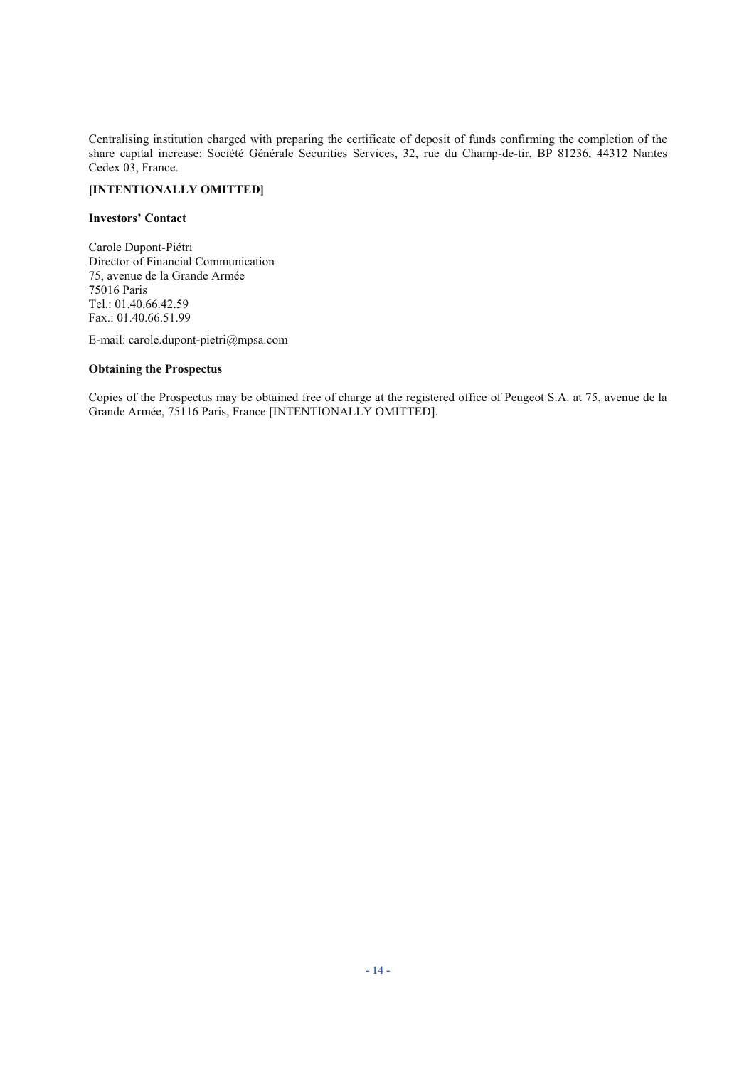Centralising institution charged with preparing the certificate of deposit of funds confirming the completion of the share capital increase: Société Générale Securities Services, 32, rue du Champ-de-tir, BP 81236, 44312 Nantes Cedex 03, France.

**[INTENTIONALLY OMITTED]**

**Investors' Contact**

Carole Dupont-Piétri
Director of Financial Communication
75, avenue de la Grande Armée
75016 Paris
Tel.: 01.40.66.42.59
Fax.: 01.40.66.51.99

E-mail: carole.dupont-pietri@mpsa.com

**Obtaining the Prospectus**

Copies of the Prospectus may be obtained free of charge at the registered office of Peugeot S.A. at 75, avenue de la Grande Armée, 75116 Paris, France [INTENTIONALLY OMITTED].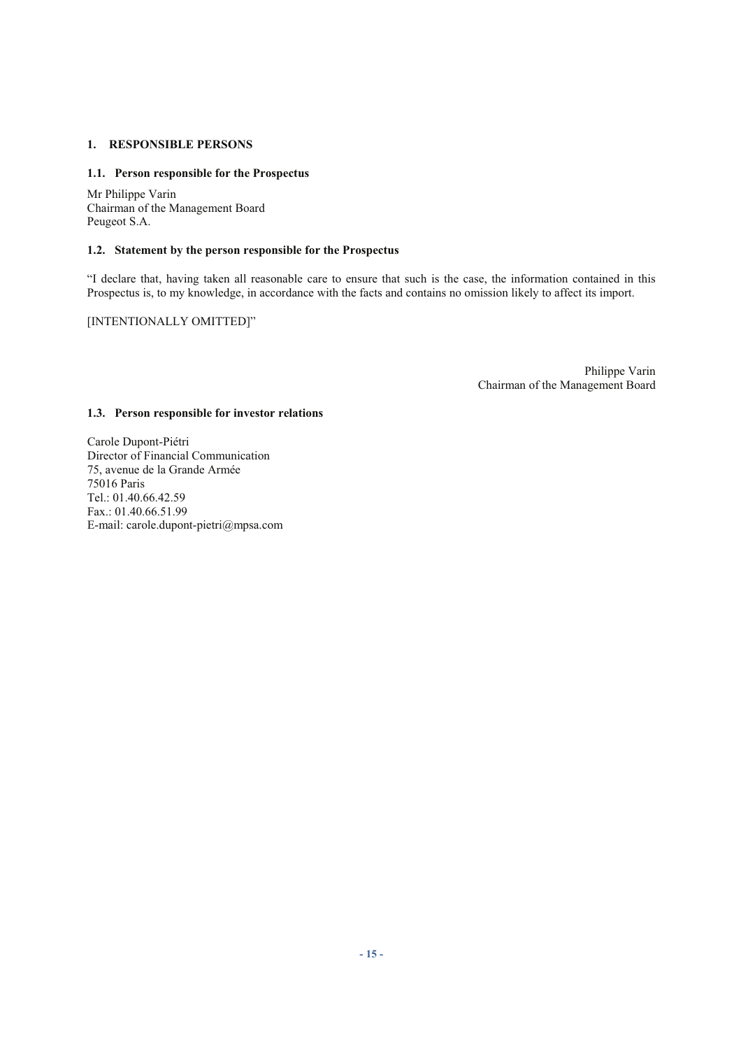# 1. RESPONSIBLE PERSONS

## 1.1. Person responsible for the Prospectus

Mr Philippe Varin
Chairman of the Management Board
Peugeot S.A.

## 1.2. Statement by the person responsible for the Prospectus

"I declare that, having taken all reasonable care to ensure that such is the case, the information contained in this Prospectus is, to my knowledge, in accordance with the facts and contains no omission likely to affect its import.

[INTENTIONALLY OMITTED]"

Philippe Varin
Chairman of the Management Board

## 1.3. Person responsible for investor relations

Carole Dupont-Piétri
Director of Financial Communication
75, avenue de la Grande Armée
75016 Paris
Tel.: 01.40.66.42.59
Fax.: 01.40.66.51.99
E-mail: carole.dupont-pietri@mpsa.com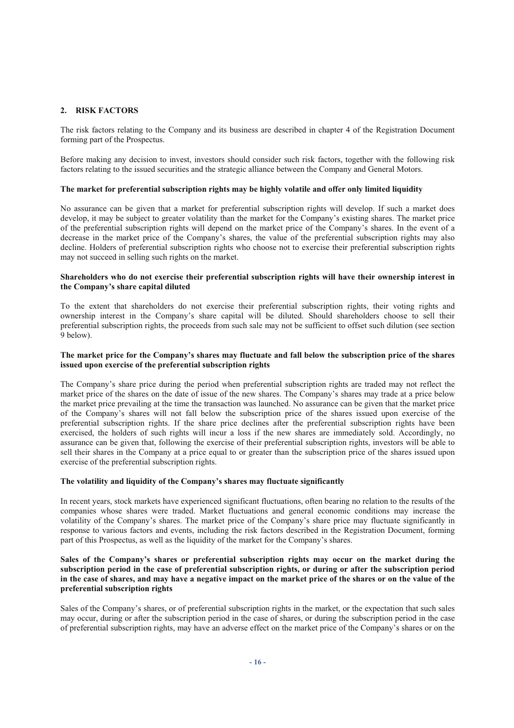## 2. RISK FACTORS

The risk factors relating to the Company and its business are described in chapter 4 of the Registration Document forming part of the Prospectus.

Before making any decision to invest, investors should consider such risk factors, together with the following risk factors relating to the issued securities and the strategic alliance between the Company and General Motors.

**The market for preferential subscription rights may be highly volatile and offer only limited liquidity**

No assurance can be given that a market for preferential subscription rights will develop. If such a market does develop, it may be subject to greater volatility than the market for the Company's existing shares. The market price of the preferential subscription rights will depend on the market price of the Company's shares. In the event of a decrease in the market price of the Company's shares, the value of the preferential subscription rights may also decline. Holders of preferential subscription rights who choose not to exercise their preferential subscription rights may not succeed in selling such rights on the market.

**Shareholders who do not exercise their preferential subscription rights will have their ownership interest in the Company's share capital diluted**

To the extent that shareholders do not exercise their preferential subscription rights, their voting rights and ownership interest in the Company's share capital will be diluted. Should shareholders choose to sell their preferential subscription rights, the proceeds from such sale may not be sufficient to offset such dilution (see section 9 below).

**The market price for the Company's shares may fluctuate and fall below the subscription price of the shares issued upon exercise of the preferential subscription rights**

The Company's share price during the period when preferential subscription rights are traded may not reflect the market price of the shares on the date of issue of the new shares. The Company's shares may trade at a price below the market price prevailing at the time the transaction was launched. No assurance can be given that the market price of the Company's shares will not fall below the subscription price of the shares issued upon exercise of the preferential subscription rights. If the share price declines after the preferential subscription rights have been exercised, the holders of such rights will incur a loss if the new shares are immediately sold. Accordingly, no assurance can be given that, following the exercise of their preferential subscription rights, investors will be able to sell their shares in the Company at a price equal to or greater than the subscription price of the shares issued upon exercise of the preferential subscription rights.

**The volatility and liquidity of the Company's shares may fluctuate significantly**

In recent years, stock markets have experienced significant fluctuations, often bearing no relation to the results of the companies whose shares were traded. Market fluctuations and general economic conditions may increase the volatility of the Company's shares. The market price of the Company's share price may fluctuate significantly in response to various factors and events, including the risk factors described in the Registration Document, forming part of this Prospectus, as well as the liquidity of the market for the Company's shares.

**Sales of the Company's shares or preferential subscription rights may occur on the market during the subscription period in the case of preferential subscription rights, or during or after the subscription period in the case of shares, and may have a negative impact on the market price of the shares or on the value of the preferential subscription rights**

Sales of the Company's shares, or of preferential subscription rights in the market, or the expectation that such sales may occur, during or after the subscription period in the case of shares, or during the subscription period in the case of preferential subscription rights, may have an adverse effect on the market price of the Company's shares or on the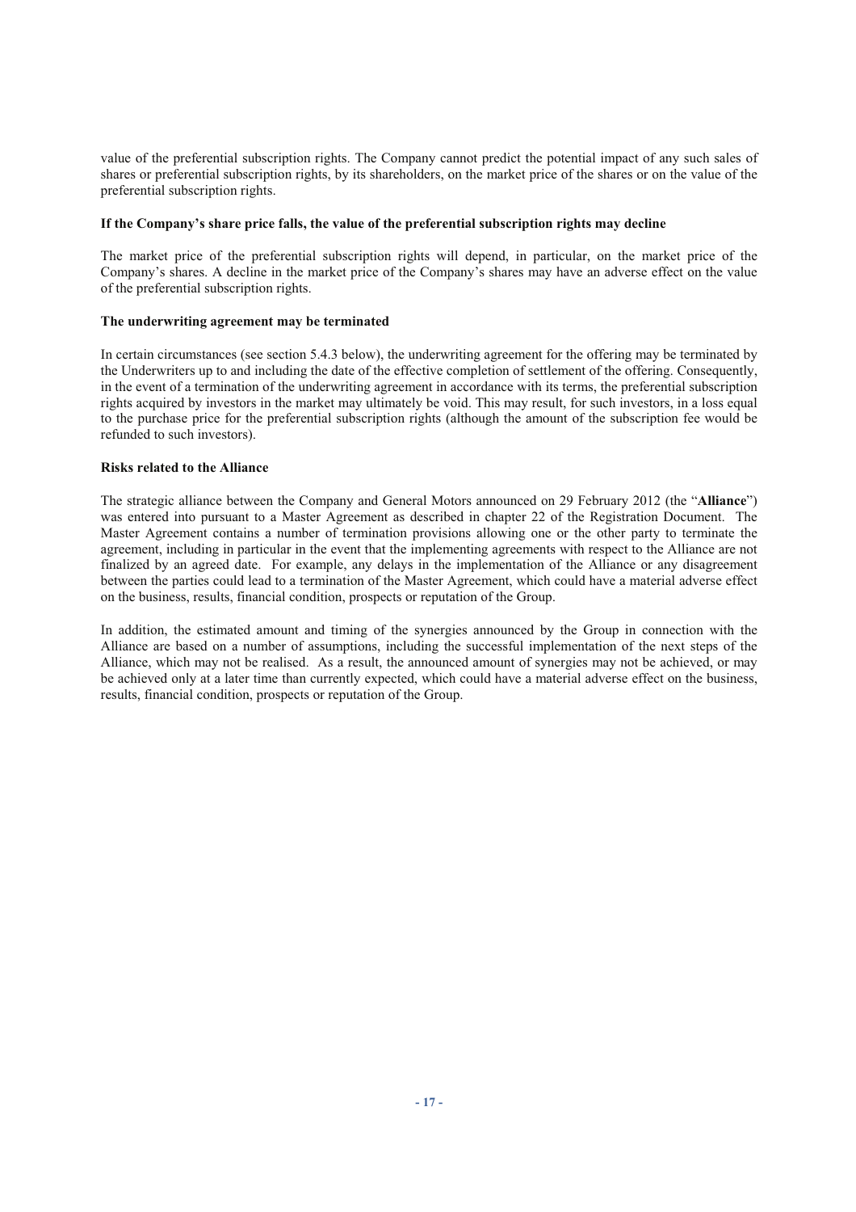value of the preferential subscription rights. The Company cannot predict the potential impact of any such sales of shares or preferential subscription rights, by its shareholders, on the market price of the shares or on the value of the preferential subscription rights.

**If the Company's share price falls, the value of the preferential subscription rights may decline**

The market price of the preferential subscription rights will depend, in particular, on the market price of the Company's shares. A decline in the market price of the Company's shares may have an adverse effect on the value of the preferential subscription rights.

**The underwriting agreement may be terminated**

In certain circumstances (see section 5.4.3 below), the underwriting agreement for the offering may be terminated by the Underwriters up to and including the date of the effective completion of settlement of the offering. Consequently, in the event of a termination of the underwriting agreement in accordance with its terms, the preferential subscription rights acquired by investors in the market may ultimately be void. This may result, for such investors, in a loss equal to the purchase price for the preferential subscription rights (although the amount of the subscription fee would be refunded to such investors).

**Risks related to the Alliance**

The strategic alliance between the Company and General Motors announced on 29 February 2012 (the "**Alliance**") was entered into pursuant to a Master Agreement as described in chapter 22 of the Registration Document. The Master Agreement contains a number of termination provisions allowing one or the other party to terminate the agreement, including in particular in the event that the implementing agreements with respect to the Alliance are not finalized by an agreed date. For example, any delays in the implementation of the Alliance or any disagreement between the parties could lead to a termination of the Master Agreement, which could have a material adverse effect on the business, results, financial condition, prospects or reputation of the Group.

In addition, the estimated amount and timing of the synergies announced by the Group in connection with the Alliance are based on a number of assumptions, including the successful implementation of the next steps of the Alliance, which may not be realised. As a result, the announced amount of synergies may not be achieved, or may be achieved only at a later time than currently expected, which could have a material adverse effect on the business, results, financial condition, prospects or reputation of the Group.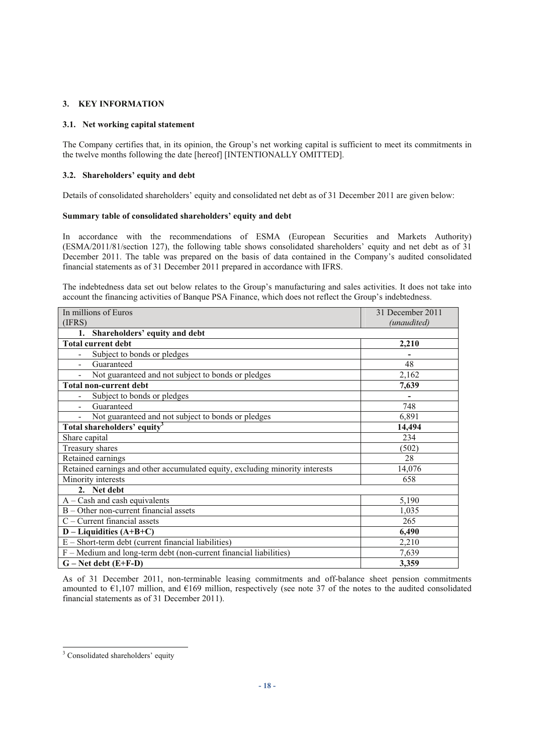## 3. KEY INFORMATION

### 3.1. Net working capital statement

The Company certifies that, in its opinion, the Group's net working capital is sufficient to meet its commitments in the twelve months following the date [hereof] [INTENTIONALLY OMITTED].

### 3.2. Shareholders' equity and debt

Details of consolidated shareholders' equity and consolidated net debt as of 31 December 2011 are given below:

**Summary table of consolidated shareholders' equity and debt**

In accordance with the recommendations of ESMA (European Securities and Markets Authority) (ESMA/2011/81/section 127), the following table shows consolidated shareholders' equity and net debt as of 31 December 2011. The table was prepared on the basis of data contained in the Company's audited consolidated financial statements as of 31 December 2011 prepared in accordance with IFRS.

The indebtedness data set out below relates to the Group's manufacturing and sales activities. It does not take into account the financing activities of Banque PSA Finance, which does not reflect the Group's indebtedness.

| In millions of Euros (IFRS) | 31 December 2011 *(unaudited)* |
|---|---|
| **1. Shareholders' equity and debt** | |
| **Total current debt** | **2,210** |
| - Subject to bonds or pledges | - |
| - Guaranteed | 48 |
| - Not guaranteed and not subject to bonds or pledges | 2,162 |
| **Total non-current debt** | **7,639** |
| - Subject to bonds or pledges | - |
| - Guaranteed | 748 |
| - Not guaranteed and not subject to bonds or pledges | 6,891 |
| **Total shareholders' equity[3]** | **14,494** |
| Share capital | 234 |
| Treasury shares | (502) |
| Retained earnings | 28 |
| Retained earnings and other accumulated equity, excluding minority interests | 14,076 |
| Minority interests | 658 |
| **2. Net debt** | |
| A – Cash and cash equivalents | 5,190 |
| B – Other non-current financial assets | 1,035 |
| C – Current financial assets | 265 |
| **D – Liquidities (A+B+C)** | **6,490** |
| E – Short-term debt (current financial liabilities) | 2,210 |
| F – Medium and long-term debt (non-current financial liabilities) | 7,639 |
| **G – Net debt (E+F-D)** | **3,359** |

As of 31 December 2011, non-terminable leasing commitments and off-balance sheet pension commitments amounted to €1,107 million, and €169 million, respectively (see note 37 of the notes to the audited consolidated financial statements as of 31 December 2011).

[3] Consolidated shareholders' equity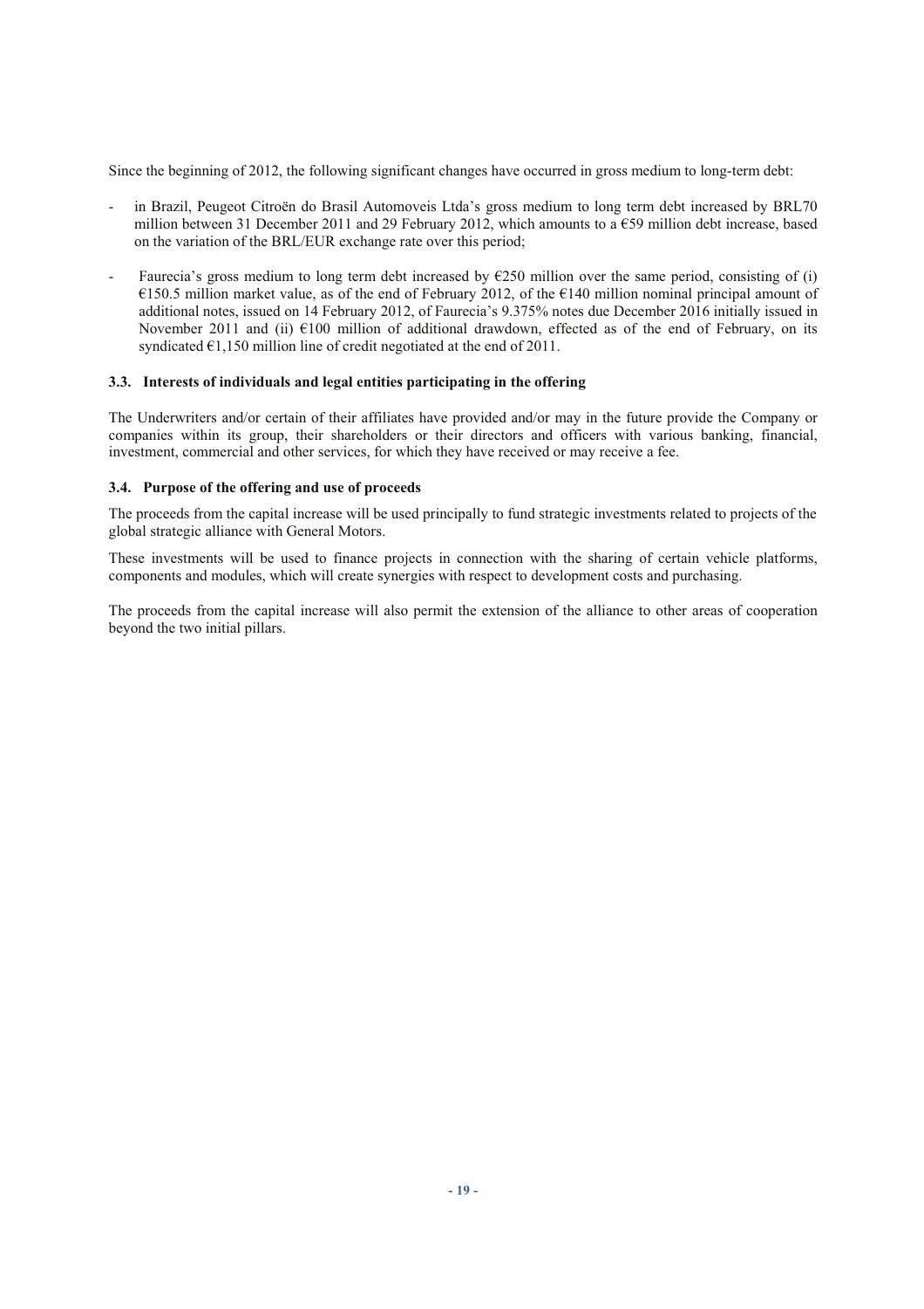Since the beginning of 2012, the following significant changes have occurred in gross medium to long-term debt:

- in Brazil, Peugeot Citroën do Brasil Automoveis Ltda's gross medium to long term debt increased by BRL70 million between 31 December 2011 and 29 February 2012, which amounts to a €59 million debt increase, based on the variation of the BRL/EUR exchange rate over this period;
- Faurecia's gross medium to long term debt increased by €250 million over the same period, consisting of (i) €150.5 million market value, as of the end of February 2012, of the €140 million nominal principal amount of additional notes, issued on 14 February 2012, of Faurecia's 9.375% notes due December 2016 initially issued in November 2011 and (ii) €100 million of additional drawdown, effected as of the end of February, on its syndicated €1,150 million line of credit negotiated at the end of 2011.

### 3.3. Interests of individuals and legal entities participating in the offering

The Underwriters and/or certain of their affiliates have provided and/or may in the future provide the Company or companies within its group, their shareholders or their directors and officers with various banking, financial, investment, commercial and other services, for which they have received or may receive a fee.

### 3.4. Purpose of the offering and use of proceeds

The proceeds from the capital increase will be used principally to fund strategic investments related to projects of the global strategic alliance with General Motors.

These investments will be used to finance projects in connection with the sharing of certain vehicle platforms, components and modules, which will create synergies with respect to development costs and purchasing.

The proceeds from the capital increase will also permit the extension of the alliance to other areas of cooperation beyond the two initial pillars.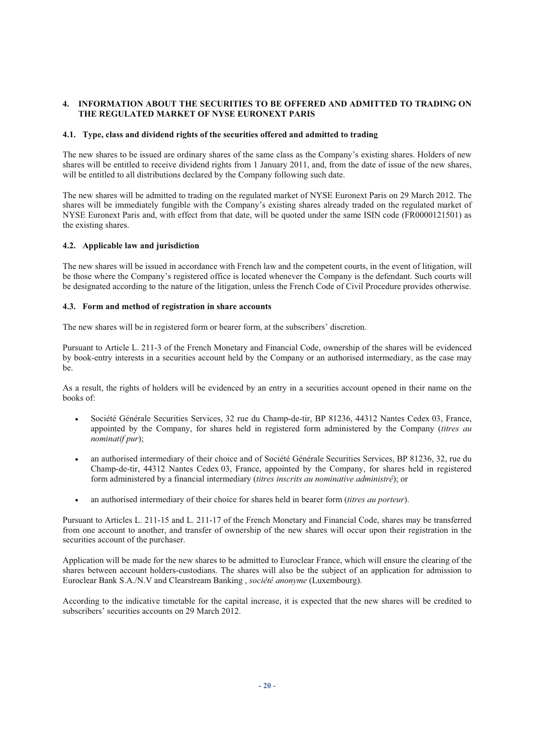## 4. INFORMATION ABOUT THE SECURITIES TO BE OFFERED AND ADMITTED TO TRADING ON THE REGULATED MARKET OF NYSE EURONEXT PARIS

### 4.1. Type, class and dividend rights of the securities offered and admitted to trading

The new shares to be issued are ordinary shares of the same class as the Company's existing shares. Holders of new shares will be entitled to receive dividend rights from 1 January 2011, and, from the date of issue of the new shares, will be entitled to all distributions declared by the Company following such date.

The new shares will be admitted to trading on the regulated market of NYSE Euronext Paris on 29 March 2012. The shares will be immediately fungible with the Company's existing shares already traded on the regulated market of NYSE Euronext Paris and, with effect from that date, will be quoted under the same ISIN code (FR0000121501) as the existing shares.

### 4.2. Applicable law and jurisdiction

The new shares will be issued in accordance with French law and the competent courts, in the event of litigation, will be those where the Company's registered office is located whenever the Company is the defendant. Such courts will be designated according to the nature of the litigation, unless the French Code of Civil Procedure provides otherwise.

### 4.3. Form and method of registration in share accounts

The new shares will be in registered form or bearer form, at the subscribers' discretion.

Pursuant to Article L. 211-3 of the French Monetary and Financial Code, ownership of the shares will be evidenced by book-entry interests in a securities account held by the Company or an authorised intermediary, as the case may be.

As a result, the rights of holders will be evidenced by an entry in a securities account opened in their name on the books of:

- Société Générale Securities Services, 32 rue du Champ-de-tir, BP 81236, 44312 Nantes Cedex 03, France, appointed by the Company, for shares held in registered form administered by the Company (*titres au nominatif pur*);
- an authorised intermediary of their choice and of Société Générale Securities Services, BP 81236, 32, rue du Champ-de-tir, 44312 Nantes Cedex 03, France, appointed by the Company, for shares held in registered form administered by a financial intermediary (*titres inscrits au nominative administré*); or
- an authorised intermediary of their choice for shares held in bearer form (*titres au porteur*).

Pursuant to Articles L. 211-15 and L. 211-17 of the French Monetary and Financial Code, shares may be transferred from one account to another, and transfer of ownership of the new shares will occur upon their registration in the securities account of the purchaser.

Application will be made for the new shares to be admitted to Euroclear France, which will ensure the clearing of the shares between account holders-custodians. The shares will also be the subject of an application for admission to Euroclear Bank S.A./N.V and Clearstream Banking , *société anonyme* (Luxembourg).

According to the indicative timetable for the capital increase, it is expected that the new shares will be credited to subscribers' securities accounts on 29 March 2012.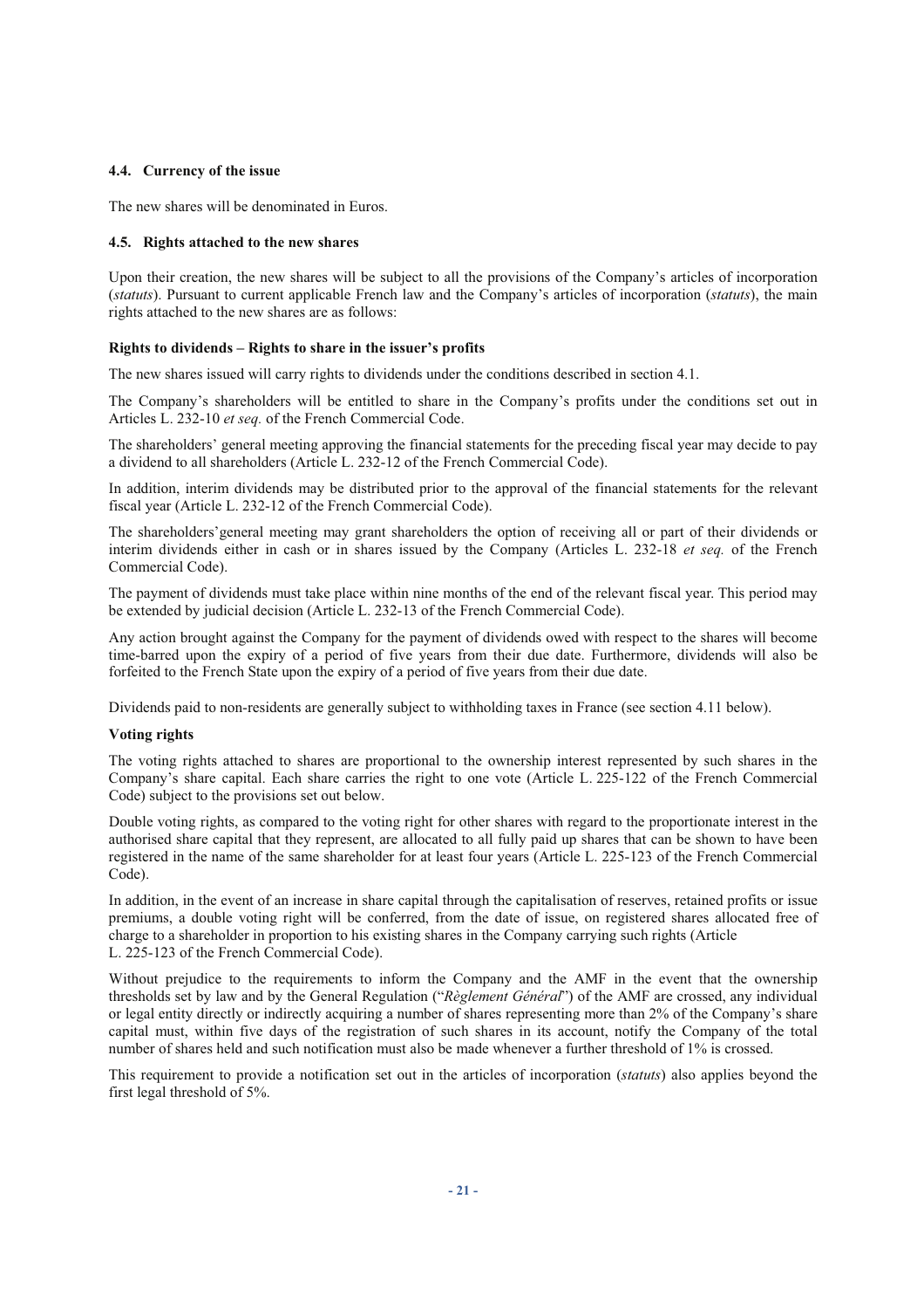### 4.4. Currency of the issue

The new shares will be denominated in Euros.

### 4.5. Rights attached to the new shares

Upon their creation, the new shares will be subject to all the provisions of the Company's articles of incorporation (*statuts*). Pursuant to current applicable French law and the Company's articles of incorporation (*statuts*), the main rights attached to the new shares are as follows:

**Rights to dividends – Rights to share in the issuer's profits**

The new shares issued will carry rights to dividends under the conditions described in section 4.1.

The Company's shareholders will be entitled to share in the Company's profits under the conditions set out in Articles L. 232-10 *et seq.* of the French Commercial Code.

The shareholders' general meeting approving the financial statements for the preceding fiscal year may decide to pay a dividend to all shareholders (Article L. 232-12 of the French Commercial Code).

In addition, interim dividends may be distributed prior to the approval of the financial statements for the relevant fiscal year (Article L. 232-12 of the French Commercial Code).

The shareholders'general meeting may grant shareholders the option of receiving all or part of their dividends or interim dividends either in cash or in shares issued by the Company (Articles L. 232-18 *et seq.* of the French Commercial Code).

The payment of dividends must take place within nine months of the end of the relevant fiscal year. This period may be extended by judicial decision (Article L. 232-13 of the French Commercial Code).

Any action brought against the Company for the payment of dividends owed with respect to the shares will become time-barred upon the expiry of a period of five years from their due date. Furthermore, dividends will also be forfeited to the French State upon the expiry of a period of five years from their due date.

Dividends paid to non-residents are generally subject to withholding taxes in France (see section 4.11 below).

**Voting rights**

The voting rights attached to shares are proportional to the ownership interest represented by such shares in the Company's share capital. Each share carries the right to one vote (Article L. 225-122 of the French Commercial Code) subject to the provisions set out below.

Double voting rights, as compared to the voting right for other shares with regard to the proportionate interest in the authorised share capital that they represent, are allocated to all fully paid up shares that can be shown to have been registered in the name of the same shareholder for at least four years (Article L. 225-123 of the French Commercial Code).

In addition, in the event of an increase in share capital through the capitalisation of reserves, retained profits or issue premiums, a double voting right will be conferred, from the date of issue, on registered shares allocated free of charge to a shareholder in proportion to his existing shares in the Company carrying such rights (Article L. 225-123 of the French Commercial Code).

Without prejudice to the requirements to inform the Company and the AMF in the event that the ownership thresholds set by law and by the General Regulation ("*Règlement Général*") of the AMF are crossed, any individual or legal entity directly or indirectly acquiring a number of shares representing more than 2% of the Company's share capital must, within five days of the registration of such shares in its account, notify the Company of the total number of shares held and such notification must also be made whenever a further threshold of 1% is crossed.

This requirement to provide a notification set out in the articles of incorporation (*statuts*) also applies beyond the first legal threshold of 5%.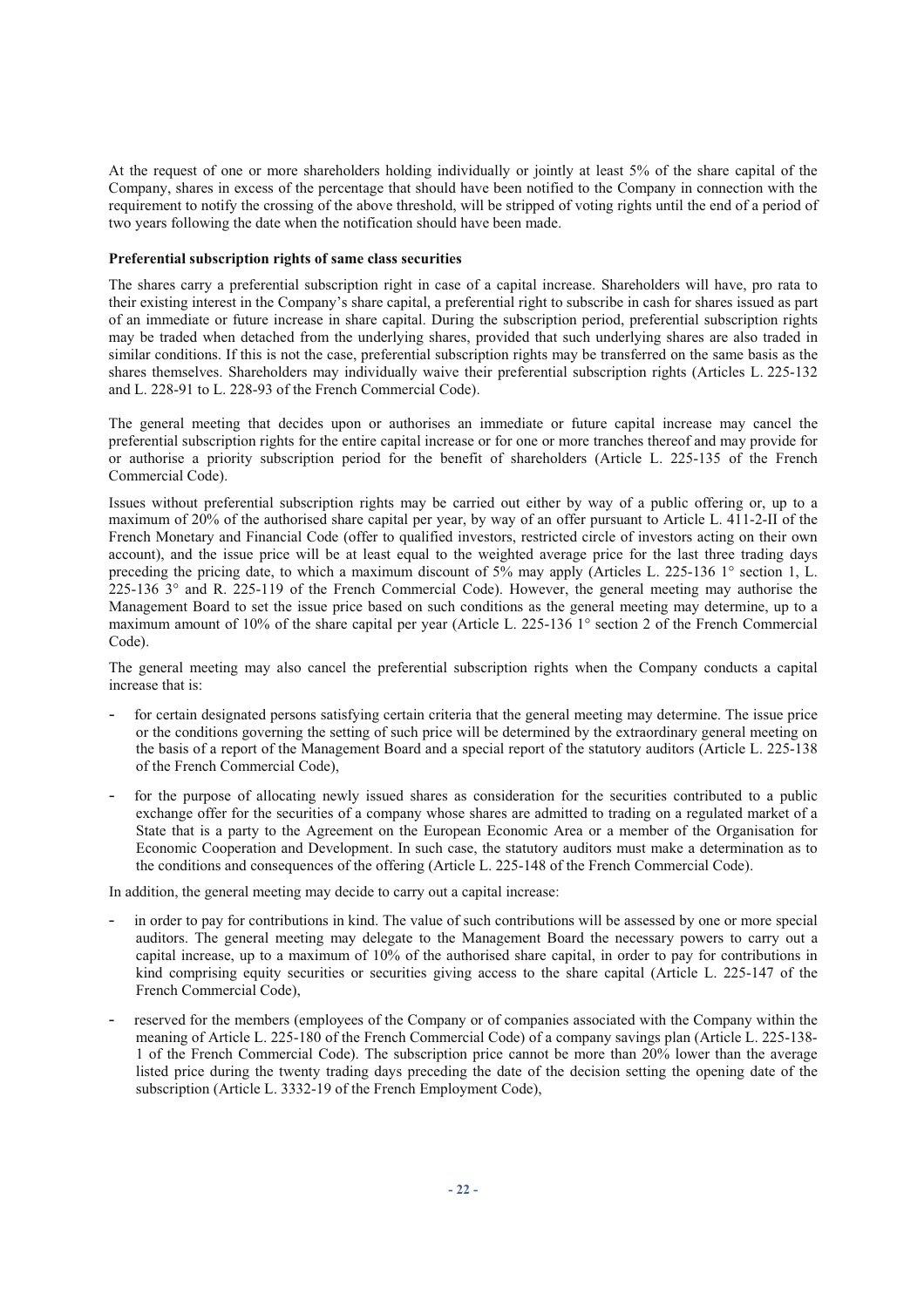At the request of one or more shareholders holding individually or jointly at least 5% of the share capital of the Company, shares in excess of the percentage that should have been notified to the Company in connection with the requirement to notify the crossing of the above threshold, will be stripped of voting rights until the end of a period of two years following the date when the notification should have been made.

**Preferential subscription rights of same class securities**

The shares carry a preferential subscription right in case of a capital increase. Shareholders will have, pro rata to their existing interest in the Company's share capital, a preferential right to subscribe in cash for shares issued as part of an immediate or future increase in share capital. During the subscription period, preferential subscription rights may be traded when detached from the underlying shares, provided that such underlying shares are also traded in similar conditions. If this is not the case, preferential subscription rights may be transferred on the same basis as the shares themselves. Shareholders may individually waive their preferential subscription rights (Articles L. 225-132 and L. 228-91 to L. 228-93 of the French Commercial Code).

The general meeting that decides upon or authorises an immediate or future capital increase may cancel the preferential subscription rights for the entire capital increase or for one or more tranches thereof and may provide for or authorise a priority subscription period for the benefit of shareholders (Article L. 225-135 of the French Commercial Code).

Issues without preferential subscription rights may be carried out either by way of a public offering or, up to a maximum of 20% of the authorised share capital per year, by way of an offer pursuant to Article L. 411-2-II of the French Monetary and Financial Code (offer to qualified investors, restricted circle of investors acting on their own account), and the issue price will be at least equal to the weighted average price for the last three trading days preceding the pricing date, to which a maximum discount of 5% may apply (Articles L. 225-136 1° section 1, L. 225-136 3° and R. 225-119 of the French Commercial Code). However, the general meeting may authorise the Management Board to set the issue price based on such conditions as the general meeting may determine, up to a maximum amount of 10% of the share capital per year (Article L. 225-136 1° section 2 of the French Commercial Code).

The general meeting may also cancel the preferential subscription rights when the Company conducts a capital increase that is:

- for certain designated persons satisfying certain criteria that the general meeting may determine. The issue price or the conditions governing the setting of such price will be determined by the extraordinary general meeting on the basis of a report of the Management Board and a special report of the statutory auditors (Article L. 225-138 of the French Commercial Code),
- for the purpose of allocating newly issued shares as consideration for the securities contributed to a public exchange offer for the securities of a company whose shares are admitted to trading on a regulated market of a State that is a party to the Agreement on the European Economic Area or a member of the Organisation for Economic Cooperation and Development. In such case, the statutory auditors must make a determination as to the conditions and consequences of the offering (Article L. 225-148 of the French Commercial Code).

In addition, the general meeting may decide to carry out a capital increase:

- in order to pay for contributions in kind. The value of such contributions will be assessed by one or more special auditors. The general meeting may delegate to the Management Board the necessary powers to carry out a capital increase, up to a maximum of 10% of the authorised share capital, in order to pay for contributions in kind comprising equity securities or securities giving access to the share capital (Article L. 225-147 of the French Commercial Code),
- reserved for the members (employees of the Company or of companies associated with the Company within the meaning of Article L. 225-180 of the French Commercial Code) of a company savings plan (Article L. 225-138-1 of the French Commercial Code). The subscription price cannot be more than 20% lower than the average listed price during the twenty trading days preceding the date of the decision setting the opening date of the subscription (Article L. 3332-19 of the French Employment Code),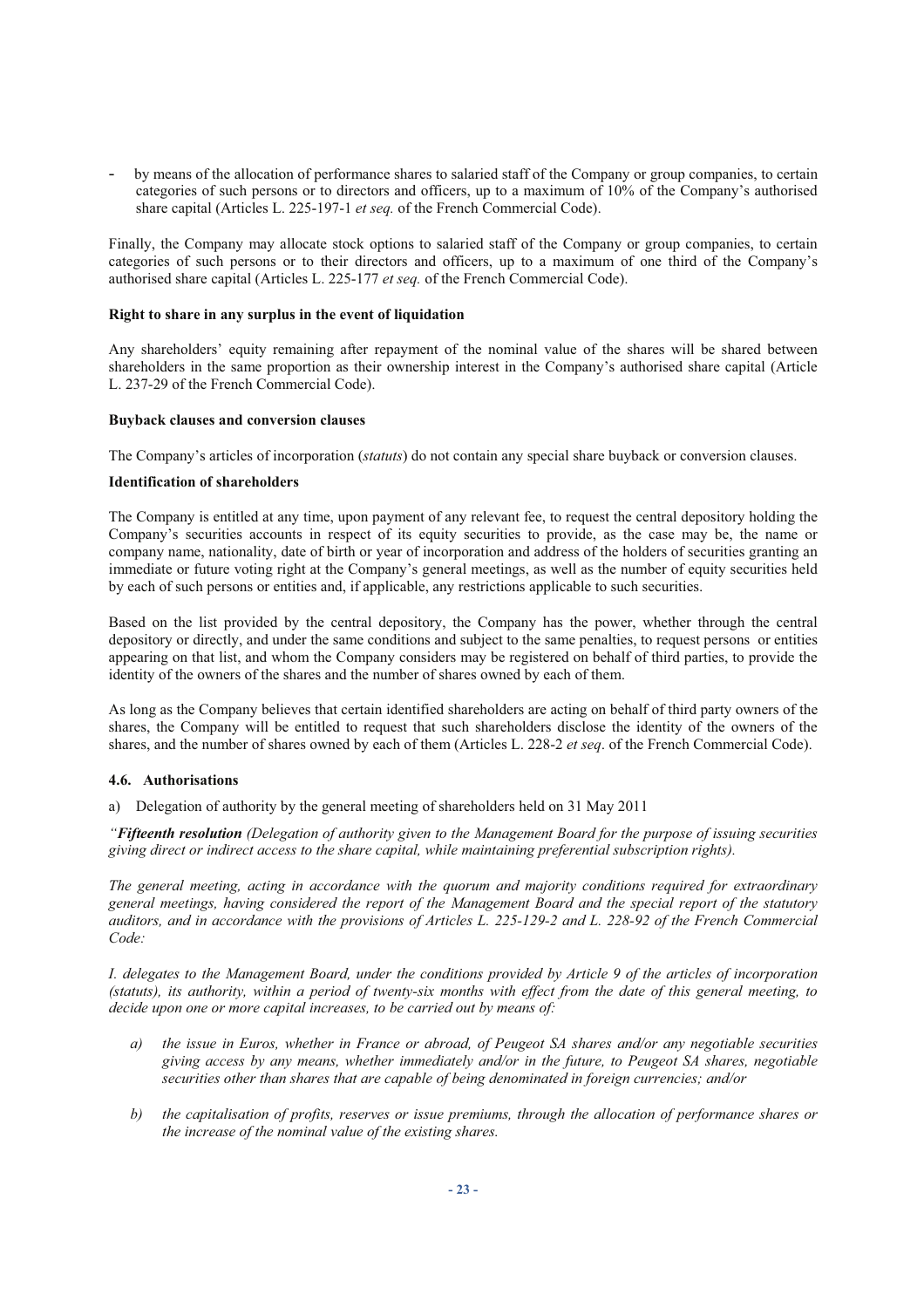- by means of the allocation of performance shares to salaried staff of the Company or group companies, to certain categories of such persons or to directors and officers, up to a maximum of 10% of the Company's authorised share capital (Articles L. 225-197-1 *et seq.* of the French Commercial Code).

Finally, the Company may allocate stock options to salaried staff of the Company or group companies, to certain categories of such persons or to their directors and officers, up to a maximum of one third of the Company's authorised share capital (Articles L. 225-177 *et seq.* of the French Commercial Code).

**Right to share in any surplus in the event of liquidation**

Any shareholders' equity remaining after repayment of the nominal value of the shares will be shared between shareholders in the same proportion as their ownership interest in the Company's authorised share capital (Article L. 237-29 of the French Commercial Code).

**Buyback clauses and conversion clauses**

The Company's articles of incorporation (*statuts*) do not contain any special share buyback or conversion clauses.

**Identification of shareholders**

The Company is entitled at any time, upon payment of any relevant fee, to request the central depository holding the Company's securities accounts in respect of its equity securities to provide, as the case may be, the name or company name, nationality, date of birth or year of incorporation and address of the holders of securities granting an immediate or future voting right at the Company's general meetings, as well as the number of equity securities held by each of such persons or entities and, if applicable, any restrictions applicable to such securities.

Based on the list provided by the central depository, the Company has the power, whether through the central depository or directly, and under the same conditions and subject to the same penalties, to request persons or entities appearing on that list, and whom the Company considers may be registered on behalf of third parties, to provide the identity of the owners of the shares and the number of shares owned by each of them.

As long as the Company believes that certain identified shareholders are acting on behalf of third party owners of the shares, the Company will be entitled to request that such shareholders disclose the identity of the owners of the shares, and the number of shares owned by each of them (Articles L. 228-2 *et seq*. of the French Commercial Code).

### 4.6. Authorisations

a) Delegation of authority by the general meeting of shareholders held on 31 May 2011

*"**Fifteenth resolution** (Delegation of authority given to the Management Board for the purpose of issuing securities giving direct or indirect access to the share capital, while maintaining preferential subscription rights).*

*The general meeting, acting in accordance with the quorum and majority conditions required for extraordinary general meetings, having considered the report of the Management Board and the special report of the statutory auditors, and in accordance with the provisions of Articles L. 225-129-2 and L. 228-92 of the French Commercial Code:*

*I. delegates to the Management Board, under the conditions provided by Article 9 of the articles of incorporation (statuts), its authority, within a period of twenty-six months with effect from the date of this general meeting, to decide upon one or more capital increases, to be carried out by means of:*

- *a) the issue in Euros, whether in France or abroad, of Peugeot SA shares and/or any negotiable securities giving access by any means, whether immediately and/or in the future, to Peugeot SA shares, negotiable securities other than shares that are capable of being denominated in foreign currencies; and/or*
- *b) the capitalisation of profits, reserves or issue premiums, through the allocation of performance shares or the increase of the nominal value of the existing shares.*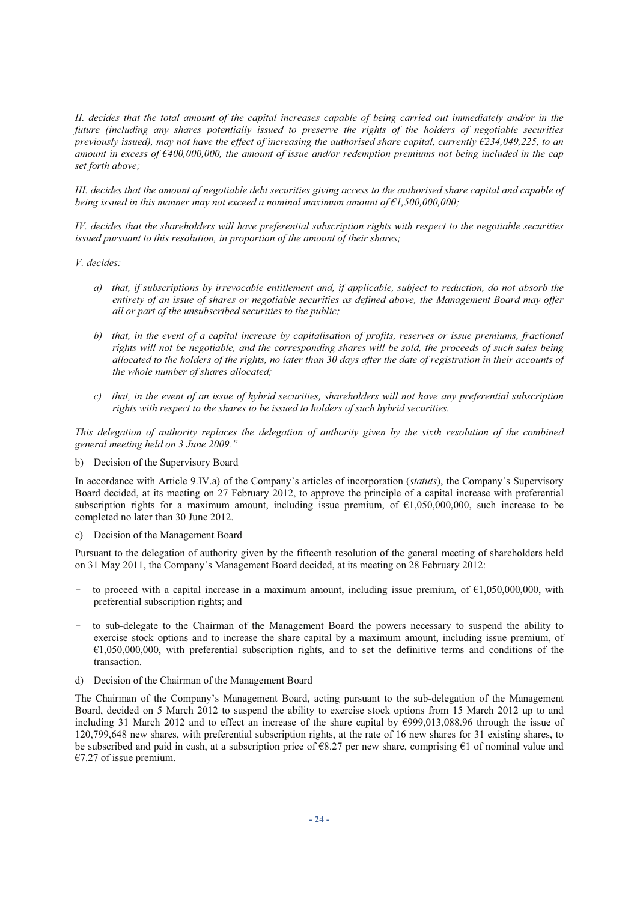*II. decides that the total amount of the capital increases capable of being carried out immediately and/or in the future (including any shares potentially issued to preserve the rights of the holders of negotiable securities previously issued), may not have the effect of increasing the authorised share capital, currently €234,049,225, to an amount in excess of €400,000,000, the amount of issue and/or redemption premiums not being included in the cap set forth above;*

*III. decides that the amount of negotiable debt securities giving access to the authorised share capital and capable of being issued in this manner may not exceed a nominal maximum amount of €1,500,000,000;*

*IV. decides that the shareholders will have preferential subscription rights with respect to the negotiable securities issued pursuant to this resolution, in proportion of the amount of their shares;*

*V. decides:*

- *a) that, if subscriptions by irrevocable entitlement and, if applicable, subject to reduction, do not absorb the entirety of an issue of shares or negotiable securities as defined above, the Management Board may offer all or part of the unsubscribed securities to the public;*
- *b) that, in the event of a capital increase by capitalisation of profits, reserves or issue premiums, fractional rights will not be negotiable, and the corresponding shares will be sold, the proceeds of such sales being allocated to the holders of the rights, no later than 30 days after the date of registration in their accounts of the whole number of shares allocated;*
- *c) that, in the event of an issue of hybrid securities, shareholders will not have any preferential subscription rights with respect to the shares to be issued to holders of such hybrid securities.*

*This delegation of authority replaces the delegation of authority given by the sixth resolution of the combined general meeting held on 3 June 2009."*

b) Decision of the Supervisory Board

In accordance with Article 9.IV.a) of the Company's articles of incorporation (*statuts*), the Company's Supervisory Board decided, at its meeting on 27 February 2012, to approve the principle of a capital increase with preferential subscription rights for a maximum amount, including issue premium, of €1,050,000,000, such increase to be completed no later than 30 June 2012.

c) Decision of the Management Board

Pursuant to the delegation of authority given by the fifteenth resolution of the general meeting of shareholders held on 31 May 2011, the Company's Management Board decided, at its meeting on 28 February 2012:

- to proceed with a capital increase in a maximum amount, including issue premium, of €1,050,000,000, with preferential subscription rights; and
- to sub-delegate to the Chairman of the Management Board the powers necessary to suspend the ability to exercise stock options and to increase the share capital by a maximum amount, including issue premium, of €1,050,000,000, with preferential subscription rights, and to set the definitive terms and conditions of the transaction.

d) Decision of the Chairman of the Management Board

The Chairman of the Company's Management Board, acting pursuant to the sub-delegation of the Management Board, decided on 5 March 2012 to suspend the ability to exercise stock options from 15 March 2012 up to and including 31 March 2012 and to effect an increase of the share capital by €999,013,088.96 through the issue of 120,799,648 new shares, with preferential subscription rights, at the rate of 16 new shares for 31 existing shares, to be subscribed and paid in cash, at a subscription price of €8.27 per new share, comprising €1 of nominal value and €7.27 of issue premium.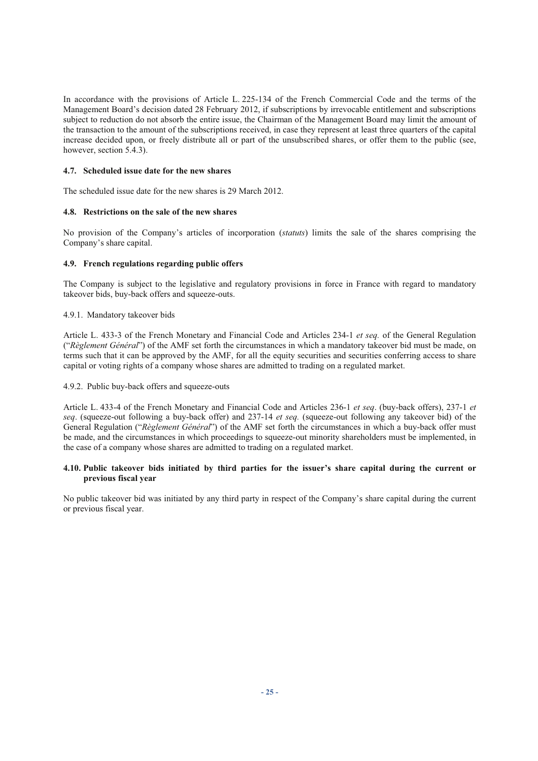In accordance with the provisions of Article L. 225-134 of the French Commercial Code and the terms of the Management Board's decision dated 28 February 2012, if subscriptions by irrevocable entitlement and subscriptions subject to reduction do not absorb the entire issue, the Chairman of the Management Board may limit the amount of the transaction to the amount of the subscriptions received, in case they represent at least three quarters of the capital increase decided upon, or freely distribute all or part of the unsubscribed shares, or offer them to the public (see, however, section 5.4.3).

### 4.7. Scheduled issue date for the new shares

The scheduled issue date for the new shares is 29 March 2012.

### 4.8. Restrictions on the sale of the new shares

No provision of the Company's articles of incorporation (*statuts*) limits the sale of the shares comprising the Company's share capital.

### 4.9. French regulations regarding public offers

The Company is subject to the legislative and regulatory provisions in force in France with regard to mandatory takeover bids, buy-back offers and squeeze-outs.

#### 4.9.1. Mandatory takeover bids

Article L. 433-3 of the French Monetary and Financial Code and Articles 234-1 *et seq.* of the General Regulation ("*Règlement Général*") of the AMF set forth the circumstances in which a mandatory takeover bid must be made, on terms such that it can be approved by the AMF, for all the equity securities and securities conferring access to share capital or voting rights of a company whose shares are admitted to trading on a regulated market.

#### 4.9.2. Public buy-back offers and squeeze-outs

Article L. 433-4 of the French Monetary and Financial Code and Articles 236-1 *et seq*. (buy-back offers), 237-1 *et seq*. (squeeze-out following a buy-back offer) and 237-14 *et seq.* (squeeze-out following any takeover bid) of the General Regulation ("*Règlement Général*") of the AMF set forth the circumstances in which a buy-back offer must be made, and the circumstances in which proceedings to squeeze-out minority shareholders must be implemented, in the case of a company whose shares are admitted to trading on a regulated market.

### 4.10. Public takeover bids initiated by third parties for the issuer's share capital during the current or previous fiscal year

No public takeover bid was initiated by any third party in respect of the Company's share capital during the current or previous fiscal year.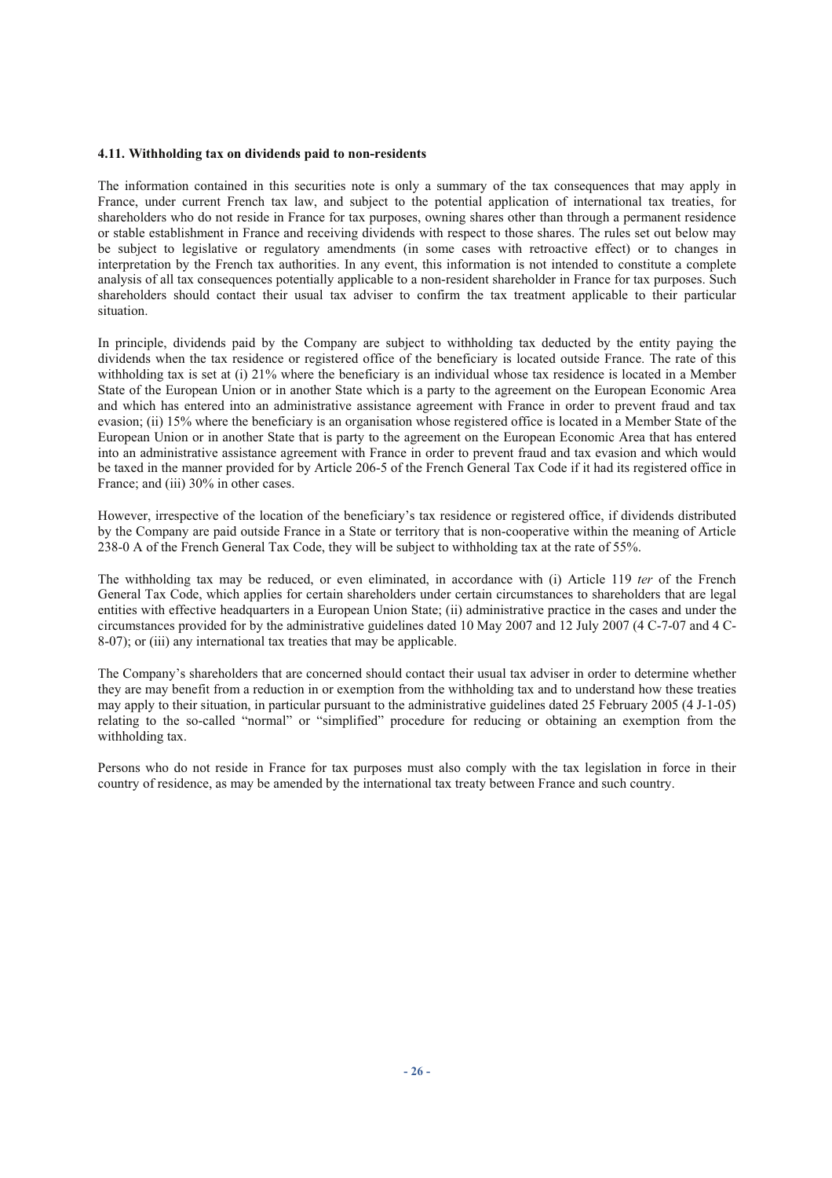#### 4.11. Withholding tax on dividends paid to non-residents

The information contained in this securities note is only a summary of the tax consequences that may apply in France, under current French tax law, and subject to the potential application of international tax treaties, for shareholders who do not reside in France for tax purposes, owning shares other than through a permanent residence or stable establishment in France and receiving dividends with respect to those shares. The rules set out below may be subject to legislative or regulatory amendments (in some cases with retroactive effect) or to changes in interpretation by the French tax authorities. In any event, this information is not intended to constitute a complete analysis of all tax consequences potentially applicable to a non-resident shareholder in France for tax purposes. Such shareholders should contact their usual tax adviser to confirm the tax treatment applicable to their particular situation.

In principle, dividends paid by the Company are subject to withholding tax deducted by the entity paying the dividends when the tax residence or registered office of the beneficiary is located outside France. The rate of this withholding tax is set at (i) 21% where the beneficiary is an individual whose tax residence is located in a Member State of the European Union or in another State which is a party to the agreement on the European Economic Area and which has entered into an administrative assistance agreement with France in order to prevent fraud and tax evasion; (ii) 15% where the beneficiary is an organisation whose registered office is located in a Member State of the European Union or in another State that is party to the agreement on the European Economic Area that has entered into an administrative assistance agreement with France in order to prevent fraud and tax evasion and which would be taxed in the manner provided for by Article 206-5 of the French General Tax Code if it had its registered office in France; and (iii) 30% in other cases.

However, irrespective of the location of the beneficiary's tax residence or registered office, if dividends distributed by the Company are paid outside France in a State or territory that is non-cooperative within the meaning of Article 238-0 A of the French General Tax Code, they will be subject to withholding tax at the rate of 55%.

The withholding tax may be reduced, or even eliminated, in accordance with (i) Article 119 *ter* of the French General Tax Code, which applies for certain shareholders under certain circumstances to shareholders that are legal entities with effective headquarters in a European Union State; (ii) administrative practice in the cases and under the circumstances provided for by the administrative guidelines dated 10 May 2007 and 12 July 2007 (4 C-7-07 and 4 C-8-07); or (iii) any international tax treaties that may be applicable.

The Company's shareholders that are concerned should contact their usual tax adviser in order to determine whether they are may benefit from a reduction in or exemption from the withholding tax and to understand how these treaties may apply to their situation, in particular pursuant to the administrative guidelines dated 25 February 2005 (4 J-1-05) relating to the so-called "normal" or "simplified" procedure for reducing or obtaining an exemption from the withholding tax.

Persons who do not reside in France for tax purposes must also comply with the tax legislation in force in their country of residence, as may be amended by the international tax treaty between France and such country.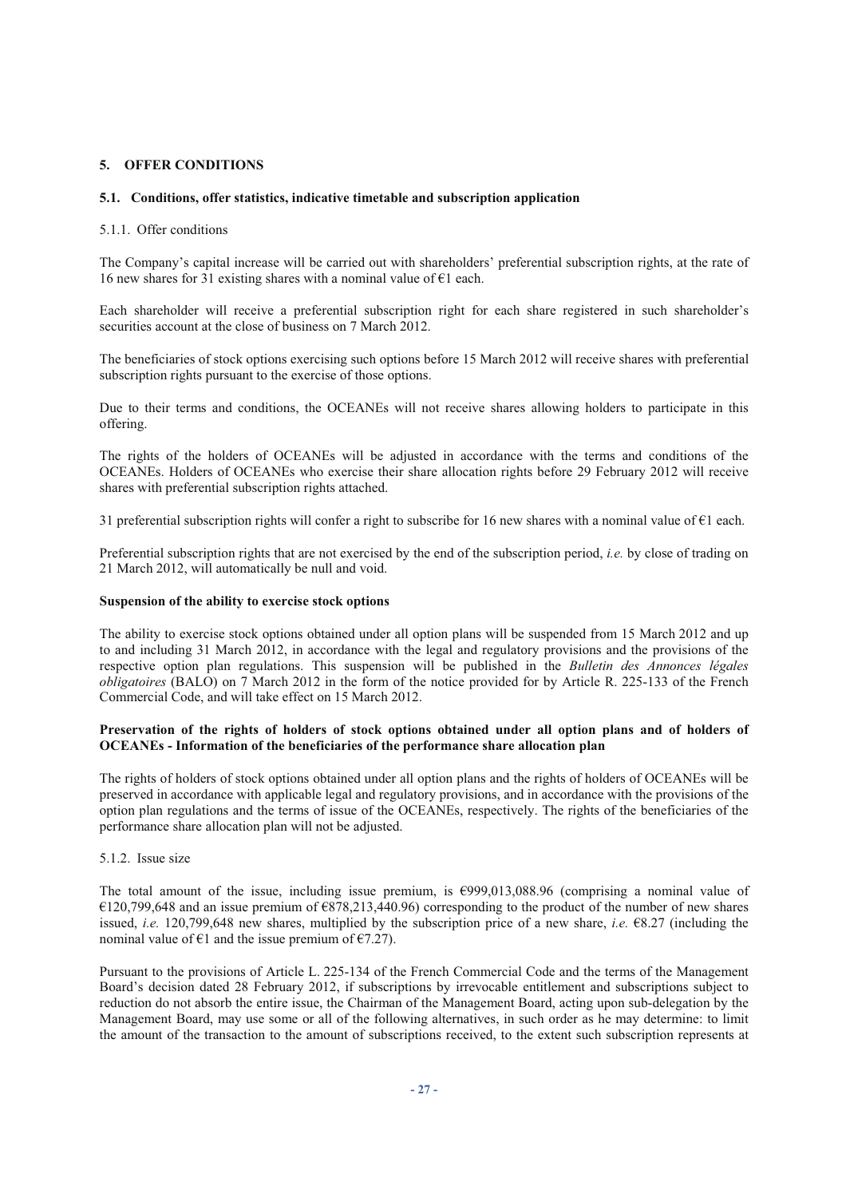## 5. OFFER CONDITIONS

### 5.1. Conditions, offer statistics, indicative timetable and subscription application

5.1.1. Offer conditions

The Company's capital increase will be carried out with shareholders' preferential subscription rights, at the rate of 16 new shares for 31 existing shares with a nominal value of €1 each.

Each shareholder will receive a preferential subscription right for each share registered in such shareholder's securities account at the close of business on 7 March 2012.

The beneficiaries of stock options exercising such options before 15 March 2012 will receive shares with preferential subscription rights pursuant to the exercise of those options.

Due to their terms and conditions, the OCEANEs will not receive shares allowing holders to participate in this offering.

The rights of the holders of OCEANEs will be adjusted in accordance with the terms and conditions of the OCEANEs. Holders of OCEANEs who exercise their share allocation rights before 29 February 2012 will receive shares with preferential subscription rights attached.

31 preferential subscription rights will confer a right to subscribe for 16 new shares with a nominal value of €1 each.

Preferential subscription rights that are not exercised by the end of the subscription period, *i.e.* by close of trading on 21 March 2012, will automatically be null and void.

**Suspension of the ability to exercise stock options**

The ability to exercise stock options obtained under all option plans will be suspended from 15 March 2012 and up to and including 31 March 2012, in accordance with the legal and regulatory provisions and the provisions of the respective option plan regulations. This suspension will be published in the *Bulletin des Annonces légales obligatoires* (BALO) on 7 March 2012 in the form of the notice provided for by Article R. 225-133 of the French Commercial Code, and will take effect on 15 March 2012.

**Preservation of the rights of holders of stock options obtained under all option plans and of holders of OCEANEs - Information of the beneficiaries of the performance share allocation plan**

The rights of holders of stock options obtained under all option plans and the rights of holders of OCEANEs will be preserved in accordance with applicable legal and regulatory provisions, and in accordance with the provisions of the option plan regulations and the terms of issue of the OCEANEs, respectively. The rights of the beneficiaries of the performance share allocation plan will not be adjusted.

5.1.2. Issue size

The total amount of the issue, including issue premium, is €999,013,088.96 (comprising a nominal value of €120,799,648 and an issue premium of €878,213,440.96) corresponding to the product of the number of new shares issued, *i.e.* 120,799,648 new shares, multiplied by the subscription price of a new share, *i.e.* €8.27 (including the nominal value of €1 and the issue premium of €7.27).

Pursuant to the provisions of Article L. 225-134 of the French Commercial Code and the terms of the Management Board's decision dated 28 February 2012, if subscriptions by irrevocable entitlement and subscriptions subject to reduction do not absorb the entire issue, the Chairman of the Management Board, acting upon sub-delegation by the Management Board, may use some or all of the following alternatives, in such order as he may determine: to limit the amount of the transaction to the amount of subscriptions received, to the extent such subscription represents at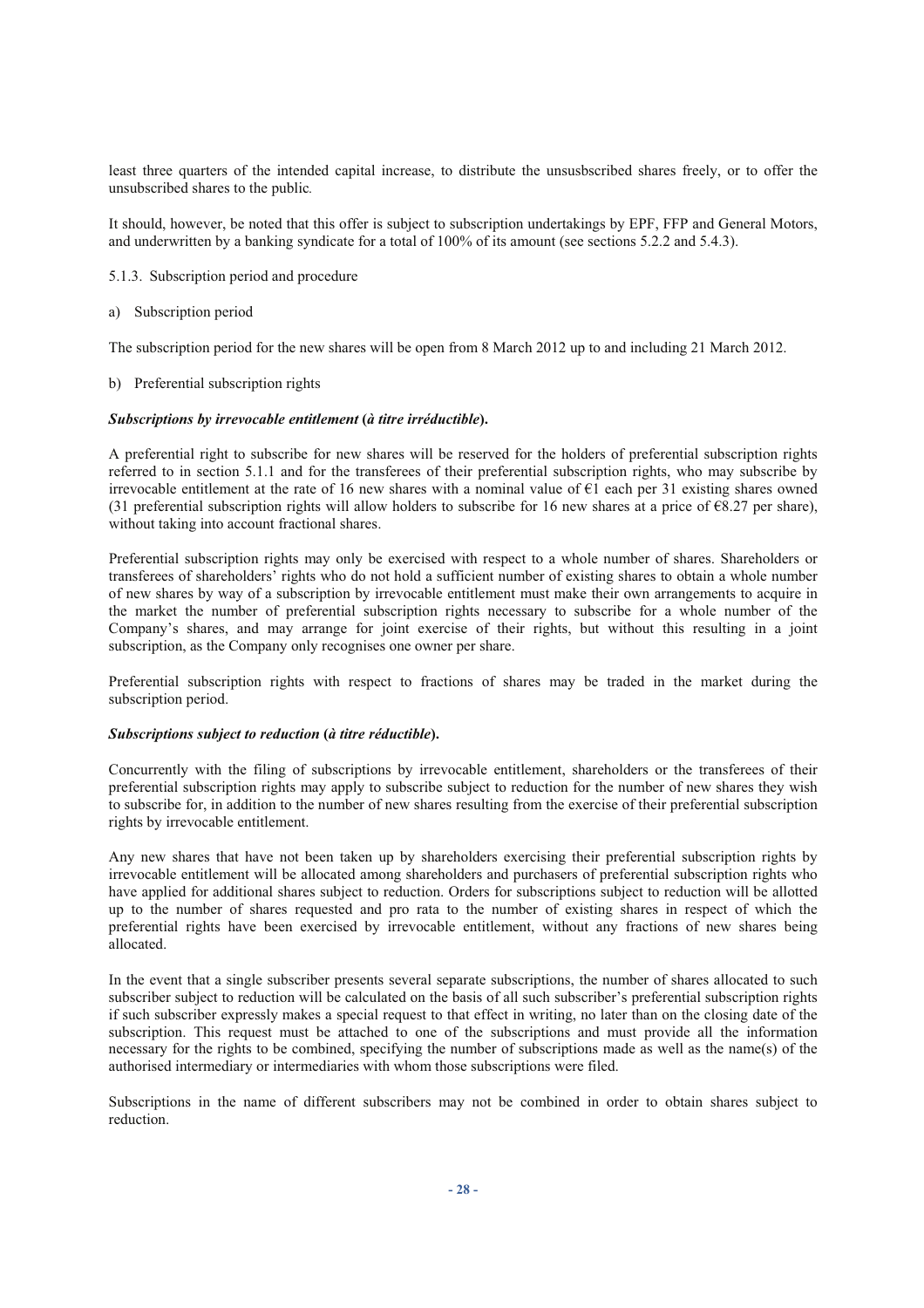least three quarters of the intended capital increase, to distribute the unsusbscribed shares freely, or to offer the unsubscribed shares to the public.

It should, however, be noted that this offer is subject to subscription undertakings by EPF, FFP and General Motors, and underwritten by a banking syndicate for a total of 100% of its amount (see sections 5.2.2 and 5.4.3).

5.1.3. Subscription period and procedure

a) Subscription period

The subscription period for the new shares will be open from 8 March 2012 up to and including 21 March 2012.

b) Preferential subscription rights

***Subscriptions by irrevocable entitlement* (*à titre irréductible*).**

A preferential right to subscribe for new shares will be reserved for the holders of preferential subscription rights referred to in section 5.1.1 and for the transferees of their preferential subscription rights, who may subscribe by irrevocable entitlement at the rate of 16 new shares with a nominal value of €1 each per 31 existing shares owned (31 preferential subscription rights will allow holders to subscribe for 16 new shares at a price of €8.27 per share), without taking into account fractional shares.

Preferential subscription rights may only be exercised with respect to a whole number of shares. Shareholders or transferees of shareholders' rights who do not hold a sufficient number of existing shares to obtain a whole number of new shares by way of a subscription by irrevocable entitlement must make their own arrangements to acquire in the market the number of preferential subscription rights necessary to subscribe for a whole number of the Company's shares, and may arrange for joint exercise of their rights, but without this resulting in a joint subscription, as the Company only recognises one owner per share.

Preferential subscription rights with respect to fractions of shares may be traded in the market during the subscription period.

***Subscriptions subject to reduction* (*à titre réductible*).**

Concurrently with the filing of subscriptions by irrevocable entitlement, shareholders or the transferees of their preferential subscription rights may apply to subscribe subject to reduction for the number of new shares they wish to subscribe for, in addition to the number of new shares resulting from the exercise of their preferential subscription rights by irrevocable entitlement.

Any new shares that have not been taken up by shareholders exercising their preferential subscription rights by irrevocable entitlement will be allocated among shareholders and purchasers of preferential subscription rights who have applied for additional shares subject to reduction. Orders for subscriptions subject to reduction will be allotted up to the number of shares requested and pro rata to the number of existing shares in respect of which the preferential rights have been exercised by irrevocable entitlement, without any fractions of new shares being allocated.

In the event that a single subscriber presents several separate subscriptions, the number of shares allocated to such subscriber subject to reduction will be calculated on the basis of all such subscriber's preferential subscription rights if such subscriber expressly makes a special request to that effect in writing, no later than on the closing date of the subscription. This request must be attached to one of the subscriptions and must provide all the information necessary for the rights to be combined, specifying the number of subscriptions made as well as the name(s) of the authorised intermediary or intermediaries with whom those subscriptions were filed.

Subscriptions in the name of different subscribers may not be combined in order to obtain shares subject to reduction.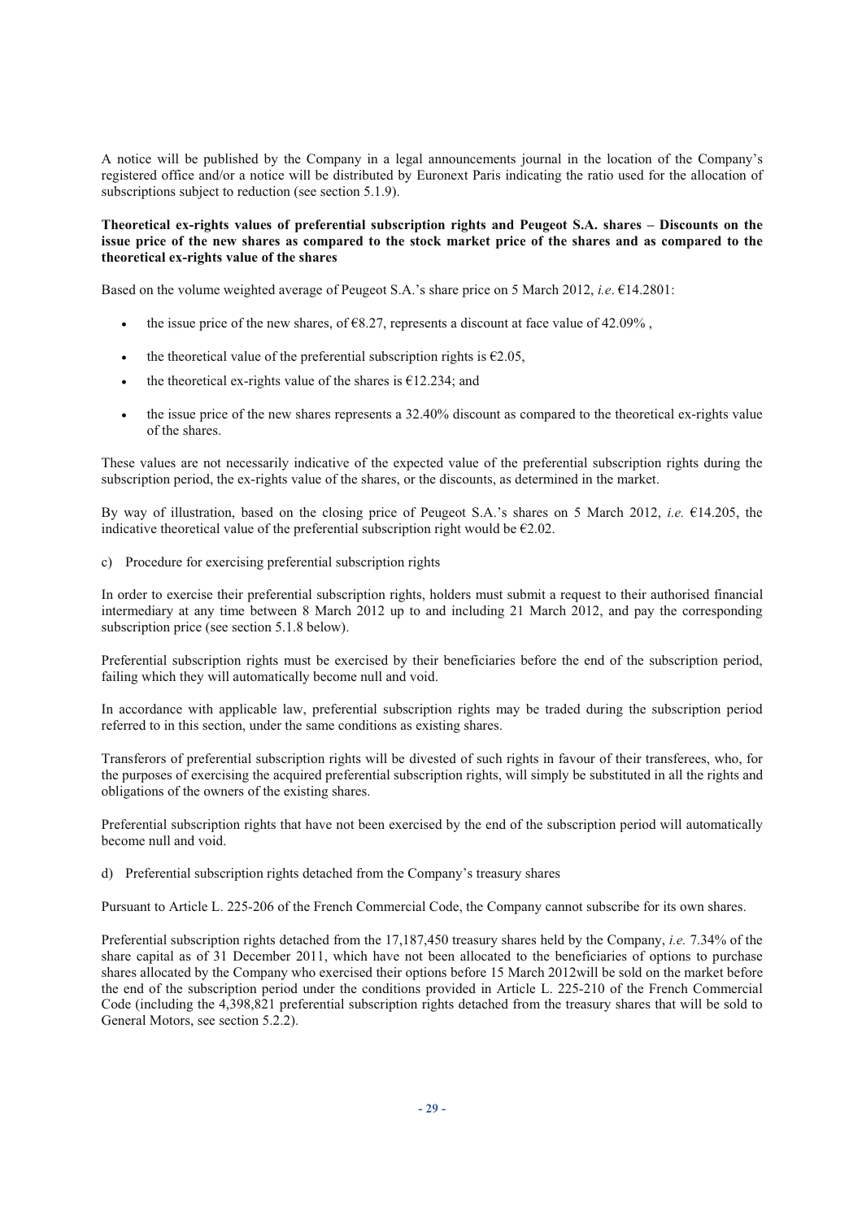A notice will be published by the Company in a legal announcements journal in the location of the Company's registered office and/or a notice will be distributed by Euronext Paris indicating the ratio used for the allocation of subscriptions subject to reduction (see section 5.1.9).

**Theoretical ex-rights values of preferential subscription rights and Peugeot S.A. shares – Discounts on the issue price of the new shares as compared to the stock market price of the shares and as compared to the theoretical ex-rights value of the shares**

Based on the volume weighted average of Peugeot S.A.'s share price on 5 March 2012, *i.e*. €14.2801:

- the issue price of the new shares, of €8.27, represents a discount at face value of 42.09% ,
- the theoretical value of the preferential subscription rights is €2.05,
- the theoretical ex-rights value of the shares is €12.234; and
- the issue price of the new shares represents a 32.40% discount as compared to the theoretical ex-rights value of the shares.

These values are not necessarily indicative of the expected value of the preferential subscription rights during the subscription period, the ex-rights value of the shares, or the discounts, as determined in the market.

By way of illustration, based on the closing price of Peugeot S.A.'s shares on 5 March 2012, *i.e.* €14.205, the indicative theoretical value of the preferential subscription right would be €2.02.

c) Procedure for exercising preferential subscription rights

In order to exercise their preferential subscription rights, holders must submit a request to their authorised financial intermediary at any time between 8 March 2012 up to and including 21 March 2012, and pay the corresponding subscription price (see section 5.1.8 below).

Preferential subscription rights must be exercised by their beneficiaries before the end of the subscription period, failing which they will automatically become null and void.

In accordance with applicable law, preferential subscription rights may be traded during the subscription period referred to in this section, under the same conditions as existing shares.

Transferors of preferential subscription rights will be divested of such rights in favour of their transferees, who, for the purposes of exercising the acquired preferential subscription rights, will simply be substituted in all the rights and obligations of the owners of the existing shares.

Preferential subscription rights that have not been exercised by the end of the subscription period will automatically become null and void.

d) Preferential subscription rights detached from the Company's treasury shares

Pursuant to Article L. 225-206 of the French Commercial Code, the Company cannot subscribe for its own shares.

Preferential subscription rights detached from the 17,187,450 treasury shares held by the Company, *i.e.* 7.34% of the share capital as of 31 December 2011, which have not been allocated to the beneficiaries of options to purchase shares allocated by the Company who exercised their options before 15 March 2012will be sold on the market before the end of the subscription period under the conditions provided in Article L. 225-210 of the French Commercial Code (including the 4,398,821 preferential subscription rights detached from the treasury shares that will be sold to General Motors, see section 5.2.2).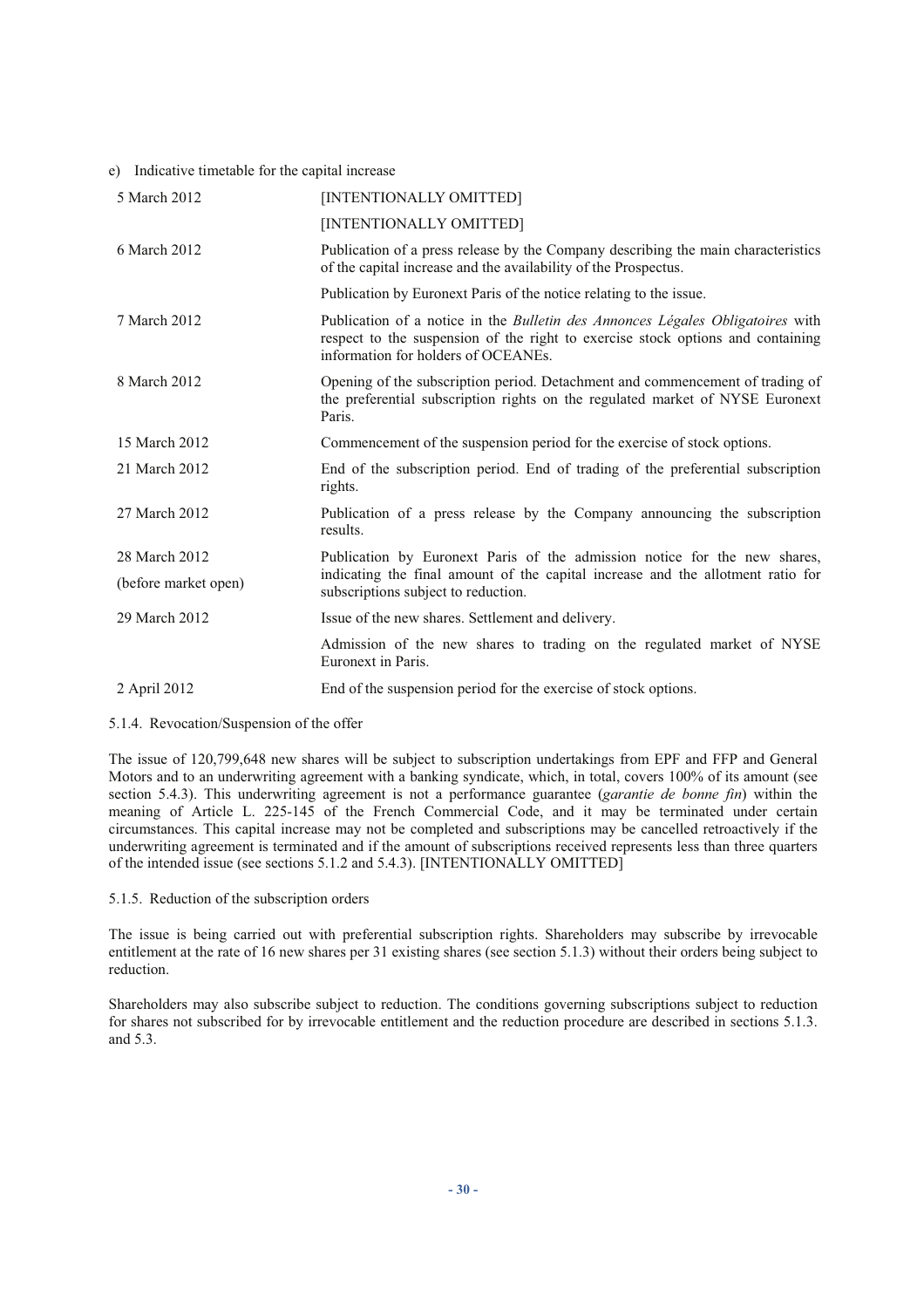e) Indicative timetable for the capital increase

| | |
|---|---|
| 5 March 2012 | [INTENTIONALLY OMITTED] |
| | [INTENTIONALLY OMITTED] |
| 6 March 2012 | Publication of a press release by the Company describing the main characteristics of the capital increase and the availability of the Prospectus. |
| | Publication by Euronext Paris of the notice relating to the issue. |
| 7 March 2012 | Publication of a notice in the *Bulletin des Annonces Légales Obligatoires* with respect to the suspension of the right to exercise stock options and containing information for holders of OCEANEs. |
| 8 March 2012 | Opening of the subscription period. Detachment and commencement of trading of the preferential subscription rights on the regulated market of NYSE Euronext Paris. |
| 15 March 2012 | Commencement of the suspension period for the exercise of stock options. |
| 21 March 2012 | End of the subscription period. End of trading of the preferential subscription rights. |
| 27 March 2012 | Publication of a press release by the Company announcing the subscription results. |
| 28 March 2012 (before market open) | Publication by Euronext Paris of the admission notice for the new shares, indicating the final amount of the capital increase and the allotment ratio for subscriptions subject to reduction. |
| 29 March 2012 | Issue of the new shares. Settlement and delivery. |
| | Admission of the new shares to trading on the regulated market of NYSE Euronext in Paris. |
| 2 April 2012 | End of the suspension period for the exercise of stock options. |

5.1.4. Revocation/Suspension of the offer

The issue of 120,799,648 new shares will be subject to subscription undertakings from EPF and FFP and General Motors and to an underwriting agreement with a banking syndicate, which, in total, covers 100% of its amount (see section 5.4.3). This underwriting agreement is not a performance guarantee (*garantie de bonne fin*) within the meaning of Article L. 225-145 of the French Commercial Code, and it may be terminated under certain circumstances. This capital increase may not be completed and subscriptions may be cancelled retroactively if the underwriting agreement is terminated and if the amount of subscriptions received represents less than three quarters of the intended issue (see sections 5.1.2 and 5.4.3). [INTENTIONALLY OMITTED]

5.1.5. Reduction of the subscription orders

The issue is being carried out with preferential subscription rights. Shareholders may subscribe by irrevocable entitlement at the rate of 16 new shares per 31 existing shares (see section 5.1.3) without their orders being subject to reduction.

Shareholders may also subscribe subject to reduction. The conditions governing subscriptions subject to reduction for shares not subscribed for by irrevocable entitlement and the reduction procedure are described in sections 5.1.3. and 5.3.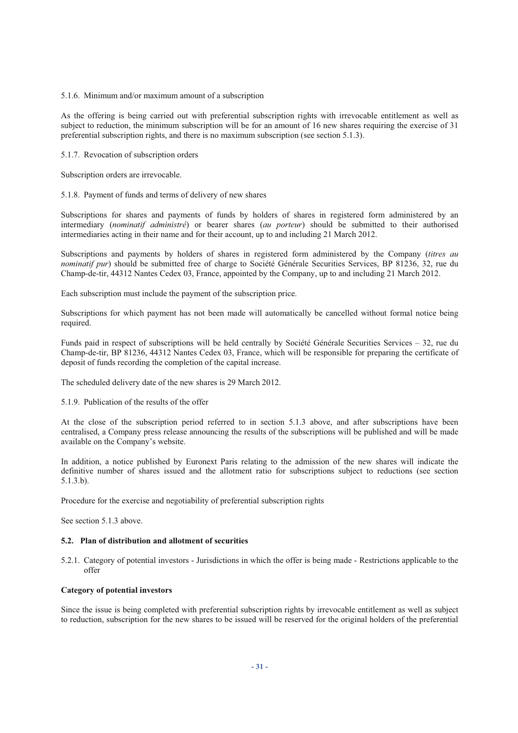#### 5.1.6. Minimum and/or maximum amount of a subscription

As the offering is being carried out with preferential subscription rights with irrevocable entitlement as well as subject to reduction, the minimum subscription will be for an amount of 16 new shares requiring the exercise of 31 preferential subscription rights, and there is no maximum subscription (see section 5.1.3).

#### 5.1.7. Revocation of subscription orders

Subscription orders are irrevocable.

#### 5.1.8. Payment of funds and terms of delivery of new shares

Subscriptions for shares and payments of funds by holders of shares in registered form administered by an intermediary (*nominatif administré*) or bearer shares (*au porteur*) should be submitted to their authorised intermediaries acting in their name and for their account, up to and including 21 March 2012.

Subscriptions and payments by holders of shares in registered form administered by the Company (*titres au nominatif pur*) should be submitted free of charge to Société Générale Securities Services, BP 81236, 32, rue du Champ-de-tir, 44312 Nantes Cedex 03, France, appointed by the Company, up to and including 21 March 2012.

Each subscription must include the payment of the subscription price.

Subscriptions for which payment has not been made will automatically be cancelled without formal notice being required.

Funds paid in respect of subscriptions will be held centrally by Société Générale Securities Services – 32, rue du Champ-de-tir, BP 81236, 44312 Nantes Cedex 03, France, which will be responsible for preparing the certificate of deposit of funds recording the completion of the capital increase.

The scheduled delivery date of the new shares is 29 March 2012.

#### 5.1.9. Publication of the results of the offer

At the close of the subscription period referred to in section 5.1.3 above, and after subscriptions have been centralised, a Company press release announcing the results of the subscriptions will be published and will be made available on the Company's website.

In addition, a notice published by Euronext Paris relating to the admission of the new shares will indicate the definitive number of shares issued and the allotment ratio for subscriptions subject to reductions (see section 5.1.3.b).

Procedure for the exercise and negotiability of preferential subscription rights

See section 5.1.3 above.

### 5.2. Plan of distribution and allotment of securities

#### 5.2.1. Category of potential investors - Jurisdictions in which the offer is being made - Restrictions applicable to the offer

**Category of potential investors**

Since the issue is being completed with preferential subscription rights by irrevocable entitlement as well as subject to reduction, subscription for the new shares to be issued will be reserved for the original holders of the preferential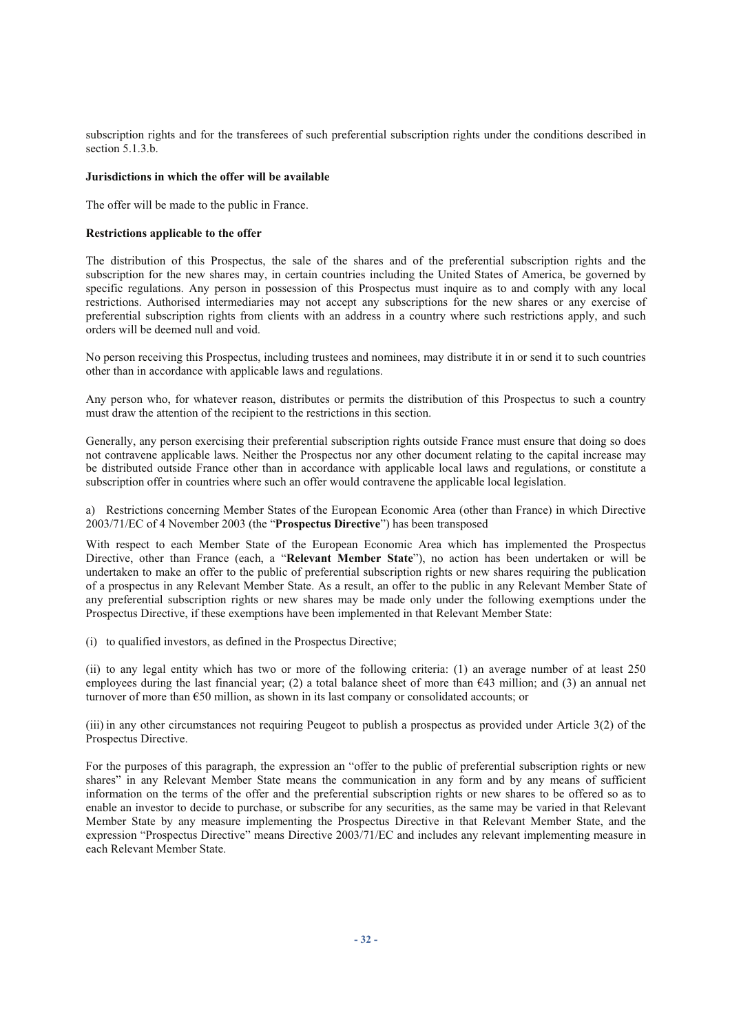subscription rights and for the transferees of such preferential subscription rights under the conditions described in section 5.1.3.b.

**Jurisdictions in which the offer will be available**

The offer will be made to the public in France.

**Restrictions applicable to the offer**

The distribution of this Prospectus, the sale of the shares and of the preferential subscription rights and the subscription for the new shares may, in certain countries including the United States of America, be governed by specific regulations. Any person in possession of this Prospectus must inquire as to and comply with any local restrictions. Authorised intermediaries may not accept any subscriptions for the new shares or any exercise of preferential subscription rights from clients with an address in a country where such restrictions apply, and such orders will be deemed null and void.

No person receiving this Prospectus, including trustees and nominees, may distribute it in or send it to such countries other than in accordance with applicable laws and regulations.

Any person who, for whatever reason, distributes or permits the distribution of this Prospectus to such a country must draw the attention of the recipient to the restrictions in this section.

Generally, any person exercising their preferential subscription rights outside France must ensure that doing so does not contravene applicable laws. Neither the Prospectus nor any other document relating to the capital increase may be distributed outside France other than in accordance with applicable local laws and regulations, or constitute a subscription offer in countries where such an offer would contravene the applicable local legislation.

a) Restrictions concerning Member States of the European Economic Area (other than France) in which Directive 2003/71/EC of 4 November 2003 (the "**Prospectus Directive**") has been transposed

With respect to each Member State of the European Economic Area which has implemented the Prospectus Directive, other than France (each, a "**Relevant Member State**"), no action has been undertaken or will be undertaken to make an offer to the public of preferential subscription rights or new shares requiring the publication of a prospectus in any Relevant Member State. As a result, an offer to the public in any Relevant Member State of any preferential subscription rights or new shares may be made only under the following exemptions under the Prospectus Directive, if these exemptions have been implemented in that Relevant Member State:

(i) to qualified investors, as defined in the Prospectus Directive;

(ii) to any legal entity which has two or more of the following criteria: (1) an average number of at least 250 employees during the last financial year; (2) a total balance sheet of more than €43 million; and (3) an annual net turnover of more than €50 million, as shown in its last company or consolidated accounts; or

(iii) in any other circumstances not requiring Peugeot to publish a prospectus as provided under Article 3(2) of the Prospectus Directive.

For the purposes of this paragraph, the expression an "offer to the public of preferential subscription rights or new shares" in any Relevant Member State means the communication in any form and by any means of sufficient information on the terms of the offer and the preferential subscription rights or new shares to be offered so as to enable an investor to decide to purchase, or subscribe for any securities, as the same may be varied in that Relevant Member State by any measure implementing the Prospectus Directive in that Relevant Member State, and the expression "Prospectus Directive" means Directive 2003/71/EC and includes any relevant implementing measure in each Relevant Member State.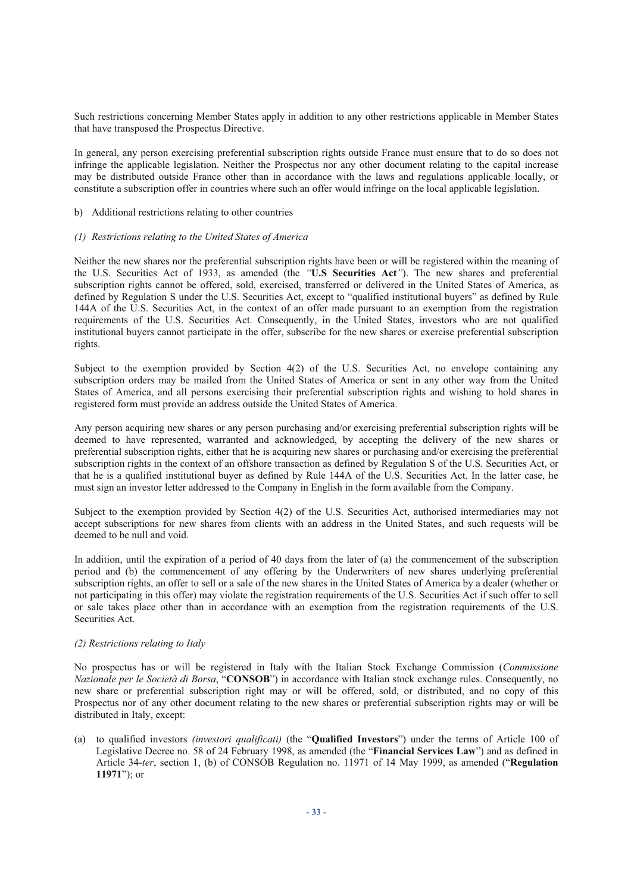Such restrictions concerning Member States apply in addition to any other restrictions applicable in Member States that have transposed the Prospectus Directive.

In general, any person exercising preferential subscription rights outside France must ensure that to do so does not infringe the applicable legislation. Neither the Prospectus nor any other document relating to the capital increase may be distributed outside France other than in accordance with the laws and regulations applicable locally, or constitute a subscription offer in countries where such an offer would infringe on the local applicable legislation.

b) Additional restrictions relating to other countries

*(1) Restrictions relating to the United States of America*

Neither the new shares nor the preferential subscription rights have been or will be registered within the meaning of the U.S. Securities Act of 1933, as amended (the *"***U.S Securities Act***"*). The new shares and preferential subscription rights cannot be offered, sold, exercised, transferred or delivered in the United States of America, as defined by Regulation S under the U.S. Securities Act, except to "qualified institutional buyers" as defined by Rule 144A of the U.S. Securities Act, in the context of an offer made pursuant to an exemption from the registration requirements of the U.S. Securities Act. Consequently, in the United States, investors who are not qualified institutional buyers cannot participate in the offer, subscribe for the new shares or exercise preferential subscription rights.

Subject to the exemption provided by Section 4(2) of the U.S. Securities Act, no envelope containing any subscription orders may be mailed from the United States of America or sent in any other way from the United States of America, and all persons exercising their preferential subscription rights and wishing to hold shares in registered form must provide an address outside the United States of America.

Any person acquiring new shares or any person purchasing and/or exercising preferential subscription rights will be deemed to have represented, warranted and acknowledged, by accepting the delivery of the new shares or preferential subscription rights, either that he is acquiring new shares or purchasing and/or exercising the preferential subscription rights in the context of an offshore transaction as defined by Regulation S of the U.S. Securities Act, or that he is a qualified institutional buyer as defined by Rule 144A of the U.S. Securities Act. In the latter case, he must sign an investor letter addressed to the Company in English in the form available from the Company.

Subject to the exemption provided by Section 4(2) of the U.S. Securities Act, authorised intermediaries may not accept subscriptions for new shares from clients with an address in the United States, and such requests will be deemed to be null and void.

In addition, until the expiration of a period of 40 days from the later of (a) the commencement of the subscription period and (b) the commencement of any offering by the Underwriters of new shares underlying preferential subscription rights, an offer to sell or a sale of the new shares in the United States of America by a dealer (whether or not participating in this offer) may violate the registration requirements of the U.S. Securities Act if such offer to sell or sale takes place other than in accordance with an exemption from the registration requirements of the U.S. Securities Act.

*(2) Restrictions relating to Italy*

No prospectus has or will be registered in Italy with the Italian Stock Exchange Commission (*Commissione Nazionale per le Società di Borsa*, "**CONSOB**") in accordance with Italian stock exchange rules. Consequently, no new share or preferential subscription right may or will be offered, sold, or distributed, and no copy of this Prospectus nor of any other document relating to the new shares or preferential subscription rights may or will be distributed in Italy, except:

(a) to qualified investors *(investori qualificati)* (the "**Qualified Investors**") under the terms of Article 100 of Legislative Decree no. 58 of 24 February 1998, as amended (the "**Financial Services Law**") and as defined in Article 34-*ter*, section 1, (b) of CONSOB Regulation no. 11971 of 14 May 1999, as amended ("**Regulation 11971**"); or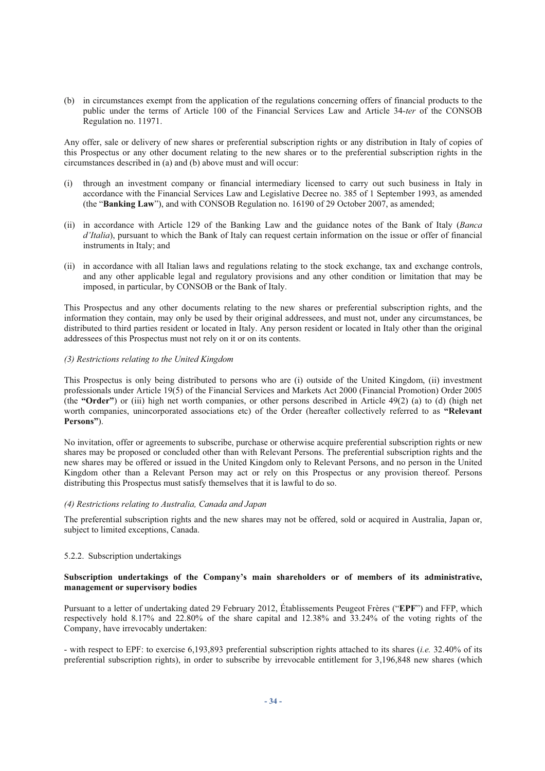(b) in circumstances exempt from the application of the regulations concerning offers of financial products to the public under the terms of Article 100 of the Financial Services Law and Article 34-*ter* of the CONSOB Regulation no. 11971.

Any offer, sale or delivery of new shares or preferential subscription rights or any distribution in Italy of copies of this Prospectus or any other document relating to the new shares or to the preferential subscription rights in the circumstances described in (a) and (b) above must and will occur:

(i) through an investment company or financial intermediary licensed to carry out such business in Italy in accordance with the Financial Services Law and Legislative Decree no. 385 of 1 September 1993, as amended (the "**Banking Law**"), and with CONSOB Regulation no. 16190 of 29 October 2007, as amended;

(ii) in accordance with Article 129 of the Banking Law and the guidance notes of the Bank of Italy (*Banca d'Italia*), pursuant to which the Bank of Italy can request certain information on the issue or offer of financial instruments in Italy; and

(ii) in accordance with all Italian laws and regulations relating to the stock exchange, tax and exchange controls, and any other applicable legal and regulatory provisions and any other condition or limitation that may be imposed, in particular, by CONSOB or the Bank of Italy.

This Prospectus and any other documents relating to the new shares or preferential subscription rights, and the information they contain, may only be used by their original addressees, and must not, under any circumstances, be distributed to third parties resident or located in Italy. Any person resident or located in Italy other than the original addressees of this Prospectus must not rely on it or on its contents.

*(3) Restrictions relating to the United Kingdom*

This Prospectus is only being distributed to persons who are (i) outside of the United Kingdom, (ii) investment professionals under Article 19(5) of the Financial Services and Markets Act 2000 (Financial Promotion) Order 2005 (the **"Order"**) or (iii) high net worth companies, or other persons described in Article 49(2) (a) to (d) (high net worth companies, unincorporated associations etc) of the Order (hereafter collectively referred to as **"Relevant Persons"**).

No invitation, offer or agreements to subscribe, purchase or otherwise acquire preferential subscription rights or new shares may be proposed or concluded other than with Relevant Persons. The preferential subscription rights and the new shares may be offered or issued in the United Kingdom only to Relevant Persons, and no person in the United Kingdom other than a Relevant Person may act or rely on this Prospectus or any provision thereof. Persons distributing this Prospectus must satisfy themselves that it is lawful to do so.

*(4) Restrictions relating to Australia, Canada and Japan*

The preferential subscription rights and the new shares may not be offered, sold or acquired in Australia, Japan or, subject to limited exceptions, Canada.

5.2.2. Subscription undertakings

**Subscription undertakings of the Company's main shareholders or of members of its administrative, management or supervisory bodies**

Pursuant to a letter of undertaking dated 29 February 2012, Établissements Peugeot Frères ("**EPF**") and FFP, which respectively hold 8.17% and 22.80% of the share capital and 12.38% and 33.24% of the voting rights of the Company, have irrevocably undertaken:

- with respect to EPF: to exercise 6,193,893 preferential subscription rights attached to its shares (*i.e.* 32.40% of its preferential subscription rights), in order to subscribe by irrevocable entitlement for 3,196,848 new shares (which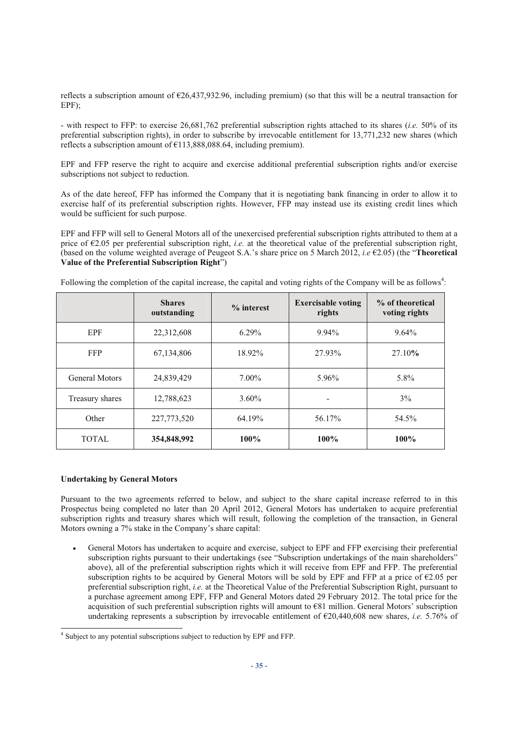reflects a subscription amount of €26,437,932.96, including premium) (so that this will be a neutral transaction for EPF);

- with respect to FFP: to exercise 26,681,762 preferential subscription rights attached to its shares (*i.e.* 50% of its preferential subscription rights), in order to subscribe by irrevocable entitlement for 13,771,232 new shares (which reflects a subscription amount of €113,888,088.64, including premium).

EPF and FFP reserve the right to acquire and exercise additional preferential subscription rights and/or exercise subscriptions not subject to reduction.

As of the date hereof, FFP has informed the Company that it is negotiating bank financing in order to allow it to exercise half of its preferential subscription rights. However, FFP may instead use its existing credit lines which would be sufficient for such purpose.

EPF and FFP will sell to General Motors all of the unexercised preferential subscription rights attributed to them at a price of €2.05 per preferential subscription right, *i.e.* at the theoretical value of the preferential subscription right, (based on the volume weighted average of Peugeot S.A.'s share price on 5 March 2012, *i.e* €2.05) (the "**Theoretical Value of the Preferential Subscription Right**")

Following the completion of the capital increase, the capital and voting rights of the Company will be as follows[4]:

| | Shares outstanding | % interest | Exercisable voting rights | % of theoretical voting rights |
|---|---|---|---|---|
| EPF | 22,312,608 | 6.29% | 9.94% | 9.64% |
| FFP | 67,134,806 | 18.92% | 27.93% | 27.10% |
| General Motors | 24,839,429 | 7.00% | 5.96% | 5.8% |
| Treasury shares | 12,788,623 | 3.60% | - | 3% |
| Other | 227,773,520 | 64.19% | 56.17% | 54.5% |
| TOTAL | **354,848,992** | **100%** | **100%** | **100%** |

**Undertaking by General Motors**

Pursuant to the two agreements referred to below, and subject to the share capital increase referred to in this Prospectus being completed no later than 20 April 2012, General Motors has undertaken to acquire preferential subscription rights and treasury shares which will result, following the completion of the transaction, in General Motors owning a 7% stake in the Company's share capital:

- General Motors has undertaken to acquire and exercise, subject to EPF and FFP exercising their preferential subscription rights pursuant to their undertakings (see "Subscription undertakings of the main shareholders" above), all of the preferential subscription rights which it will receive from EPF and FFP. The preferential subscription rights to be acquired by General Motors will be sold by EPF and FFP at a price of €2.05 per preferential subscription right, *i.e.* at the Theoretical Value of the Preferential Subscription Right, pursuant to a purchase agreement among EPF, FFP and General Motors dated 29 February 2012. The total price for the acquisition of such preferential subscription rights will amount to €81 million. General Motors' subscription undertaking represents a subscription by irrevocable entitlement of €20,440,608 new shares, *i.e.* 5.76% of

[4] Subject to any potential subscriptions subject to reduction by EPF and FFP.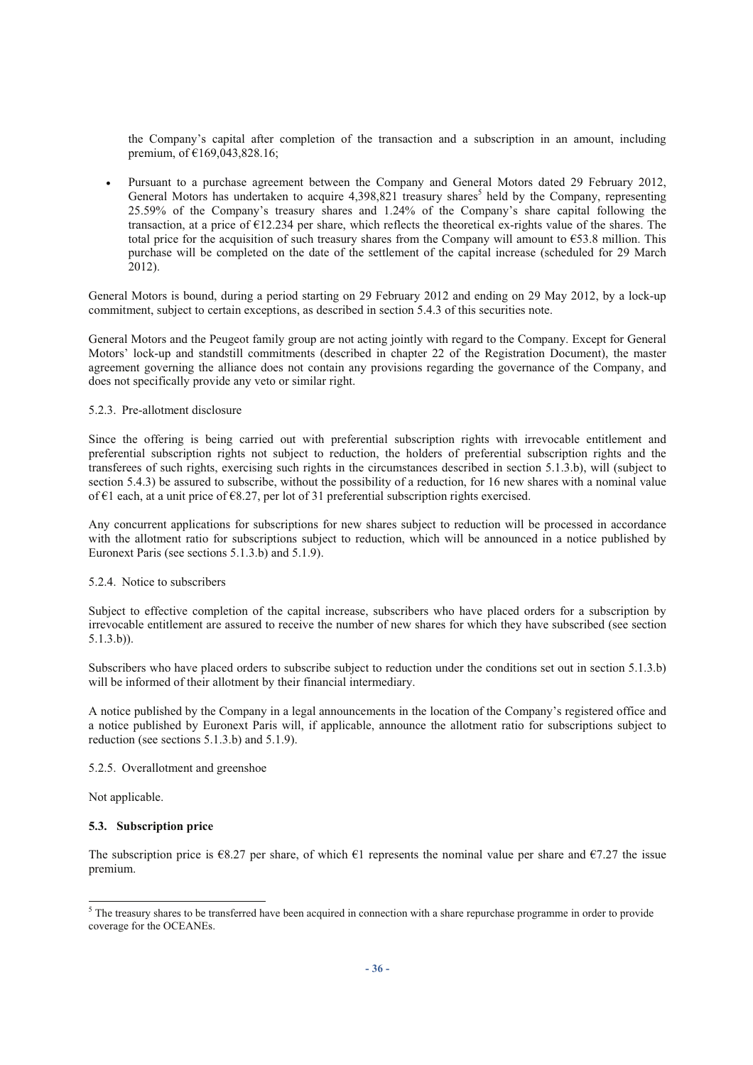the Company's capital after completion of the transaction and a subscription in an amount, including premium, of €169,043,828.16;

- Pursuant to a purchase agreement between the Company and General Motors dated 29 February 2012, General Motors has undertaken to acquire 4,398,821 treasury shares[5] held by the Company, representing 25.59% of the Company's treasury shares and 1.24% of the Company's share capital following the transaction, at a price of €12.234 per share, which reflects the theoretical ex-rights value of the shares. The total price for the acquisition of such treasury shares from the Company will amount to €53.8 million. This purchase will be completed on the date of the settlement of the capital increase (scheduled for 29 March 2012).

General Motors is bound, during a period starting on 29 February 2012 and ending on 29 May 2012, by a lock-up commitment, subject to certain exceptions, as described in section 5.4.3 of this securities note.

General Motors and the Peugeot family group are not acting jointly with regard to the Company. Except for General Motors' lock-up and standstill commitments (described in chapter 22 of the Registration Document), the master agreement governing the alliance does not contain any provisions regarding the governance of the Company, and does not specifically provide any veto or similar right.

5.2.3. Pre-allotment disclosure

Since the offering is being carried out with preferential subscription rights with irrevocable entitlement and preferential subscription rights not subject to reduction, the holders of preferential subscription rights and the transferees of such rights, exercising such rights in the circumstances described in section 5.1.3.b), will (subject to section 5.4.3) be assured to subscribe, without the possibility of a reduction, for 16 new shares with a nominal value of €1 each, at a unit price of €8.27, per lot of 31 preferential subscription rights exercised.

Any concurrent applications for subscriptions for new shares subject to reduction will be processed in accordance with the allotment ratio for subscriptions subject to reduction, which will be announced in a notice published by Euronext Paris (see sections 5.1.3.b) and 5.1.9).

5.2.4. Notice to subscribers

Subject to effective completion of the capital increase, subscribers who have placed orders for a subscription by irrevocable entitlement are assured to receive the number of new shares for which they have subscribed (see section 5.1.3.b)).

Subscribers who have placed orders to subscribe subject to reduction under the conditions set out in section 5.1.3.b) will be informed of their allotment by their financial intermediary.

A notice published by the Company in a legal announcements in the location of the Company's registered office and a notice published by Euronext Paris will, if applicable, announce the allotment ratio for subscriptions subject to reduction (see sections 5.1.3.b) and 5.1.9).

5.2.5. Overallotment and greenshoe

Not applicable.

### 5.3. Subscription price

The subscription price is €8.27 per share, of which €1 represents the nominal value per share and €7.27 the issue premium.

[5] The treasury shares to be transferred have been acquired in connection with a share repurchase programme in order to provide coverage for the OCEANEs.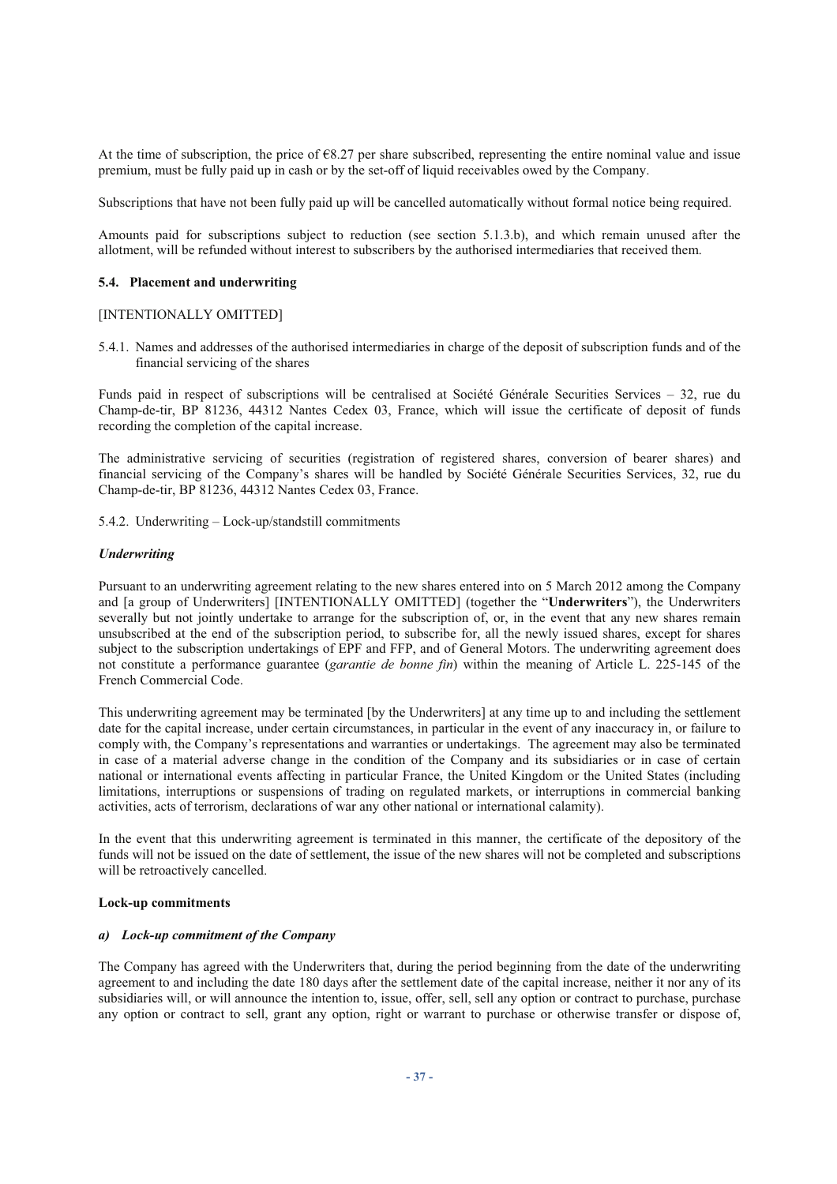At the time of subscription, the price of €8.27 per share subscribed, representing the entire nominal value and issue premium, must be fully paid up in cash or by the set-off of liquid receivables owed by the Company.

Subscriptions that have not been fully paid up will be cancelled automatically without formal notice being required.

Amounts paid for subscriptions subject to reduction (see section 5.1.3.b), and which remain unused after the allotment, will be refunded without interest to subscribers by the authorised intermediaries that received them.

### 5.4. Placement and underwriting

[INTENTIONALLY OMITTED]

5.4.1. Names and addresses of the authorised intermediaries in charge of the deposit of subscription funds and of the financial servicing of the shares

Funds paid in respect of subscriptions will be centralised at Société Générale Securities Services – 32, rue du Champ-de-tir, BP 81236, 44312 Nantes Cedex 03, France, which will issue the certificate of deposit of funds recording the completion of the capital increase.

The administrative servicing of securities (registration of registered shares, conversion of bearer shares) and financial servicing of the Company's shares will be handled by Société Générale Securities Services, 32, rue du Champ-de-tir, BP 81236, 44312 Nantes Cedex 03, France.

5.4.2. Underwriting – Lock-up/standstill commitments

***Underwriting***

Pursuant to an underwriting agreement relating to the new shares entered into on 5 March 2012 among the Company and [a group of Underwriters] [INTENTIONALLY OMITTED] (together the "**Underwriters**"), the Underwriters severally but not jointly undertake to arrange for the subscription of, or, in the event that any new shares remain unsubscribed at the end of the subscription period, to subscribe for, all the newly issued shares, except for shares subject to the subscription undertakings of EPF and FFP, and of General Motors. The underwriting agreement does not constitute a performance guarantee (*garantie de bonne fin*) within the meaning of Article L. 225-145 of the French Commercial Code.

This underwriting agreement may be terminated [by the Underwriters] at any time up to and including the settlement date for the capital increase, under certain circumstances, in particular in the event of any inaccuracy in, or failure to comply with, the Company's representations and warranties or undertakings. The agreement may also be terminated in case of a material adverse change in the condition of the Company and its subsidiaries or in case of certain national or international events affecting in particular France, the United Kingdom or the United States (including limitations, interruptions or suspensions of trading on regulated markets, or interruptions in commercial banking activities, acts of terrorism, declarations of war any other national or international calamity).

In the event that this underwriting agreement is terminated in this manner, the certificate of the depository of the funds will not be issued on the date of settlement, the issue of the new shares will not be completed and subscriptions will be retroactively cancelled.

**Lock-up commitments**

***a) Lock-up commitment of the Company***

The Company has agreed with the Underwriters that, during the period beginning from the date of the underwriting agreement to and including the date 180 days after the settlement date of the capital increase, neither it nor any of its subsidiaries will, or will announce the intention to, issue, offer, sell, sell any option or contract to purchase, purchase any option or contract to sell, grant any option, right or warrant to purchase or otherwise transfer or dispose of,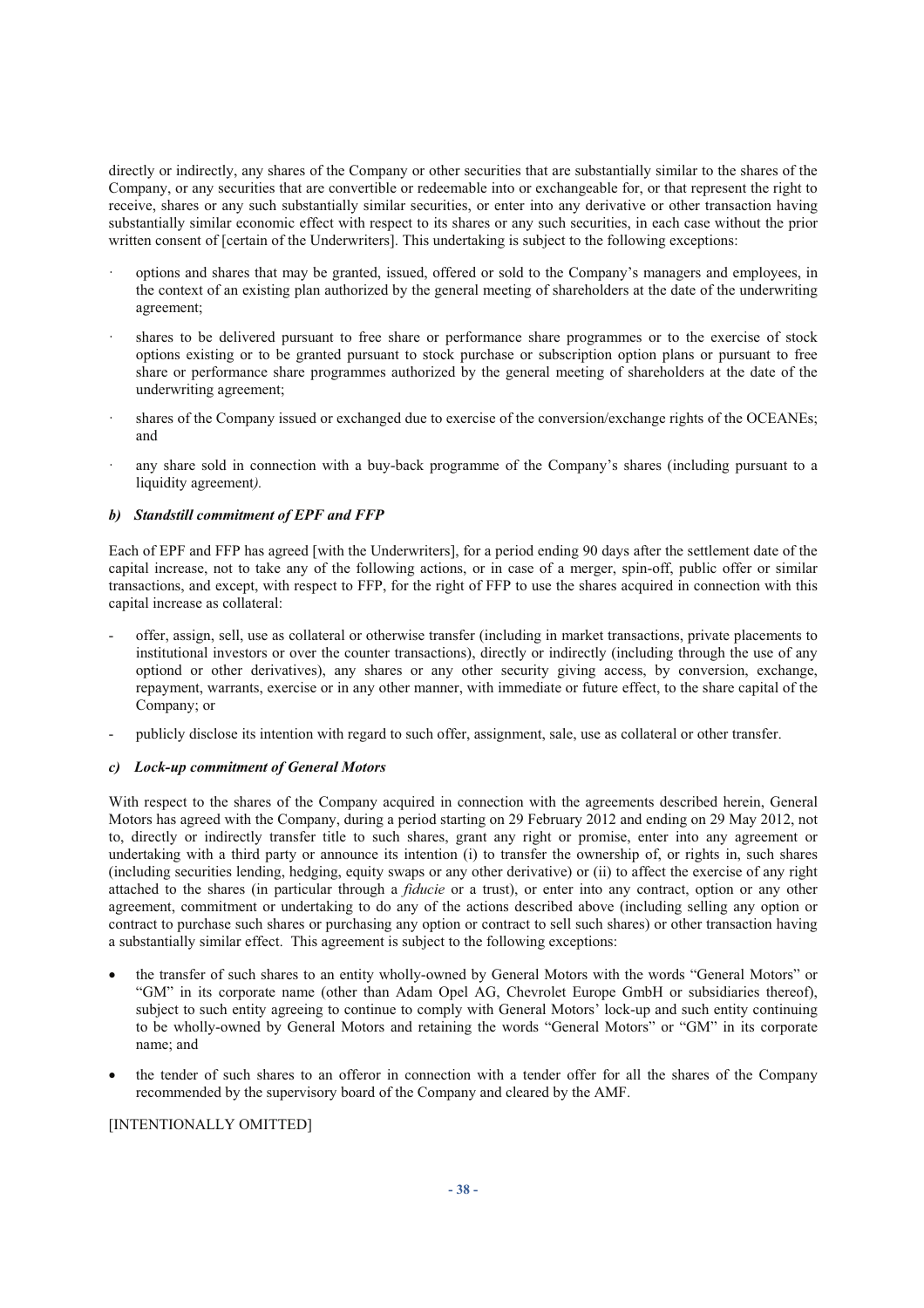directly or indirectly, any shares of the Company or other securities that are substantially similar to the shares of the Company, or any securities that are convertible or redeemable into or exchangeable for, or that represent the right to receive, shares or any such substantially similar securities, or enter into any derivative or other transaction having substantially similar economic effect with respect to its shares or any such securities, in each case without the prior written consent of [certain of the Underwriters]. This undertaking is subject to the following exceptions:

- options and shares that may be granted, issued, offered or sold to the Company's managers and employees, in the context of an existing plan authorized by the general meeting of shareholders at the date of the underwriting agreement;
- shares to be delivered pursuant to free share or performance share programmes or to the exercise of stock options existing or to be granted pursuant to stock purchase or subscription option plans or pursuant to free share or performance share programmes authorized by the general meeting of shareholders at the date of the underwriting agreement;
- shares of the Company issued or exchanged due to exercise of the conversion/exchange rights of the OCEANEs; and
- any share sold in connection with a buy-back programme of the Company's shares (including pursuant to a liquidity agreement*).*

***b) Standstill commitment of EPF and FFP***

Each of EPF and FFP has agreed [with the Underwriters], for a period ending 90 days after the settlement date of the capital increase, not to take any of the following actions, or in case of a merger, spin-off, public offer or similar transactions, and except, with respect to FFP, for the right of FFP to use the shares acquired in connection with this capital increase as collateral:

- offer, assign, sell, use as collateral or otherwise transfer (including in market transactions, private placements to institutional investors or over the counter transactions), directly or indirectly (including through the use of any optiond or other derivatives), any shares or any other security giving access, by conversion, exchange, repayment, warrants, exercise or in any other manner, with immediate or future effect, to the share capital of the Company; or
- publicly disclose its intention with regard to such offer, assignment, sale, use as collateral or other transfer.

***c) Lock-up commitment of General Motors***

With respect to the shares of the Company acquired in connection with the agreements described herein, General Motors has agreed with the Company, during a period starting on 29 February 2012 and ending on 29 May 2012, not to, directly or indirectly transfer title to such shares, grant any right or promise, enter into any agreement or undertaking with a third party or announce its intention (i) to transfer the ownership of, or rights in, such shares (including securities lending, hedging, equity swaps or any other derivative) or (ii) to affect the exercise of any right attached to the shares (in particular through a *fiducie* or a trust), or enter into any contract, option or any other agreement, commitment or undertaking to do any of the actions described above (including selling any option or contract to purchase such shares or purchasing any option or contract to sell such shares) or other transaction having a substantially similar effect. This agreement is subject to the following exceptions:

- the transfer of such shares to an entity wholly-owned by General Motors with the words "General Motors" or "GM" in its corporate name (other than Adam Opel AG, Chevrolet Europe GmbH or subsidiaries thereof), subject to such entity agreeing to continue to comply with General Motors' lock-up and such entity continuing to be wholly-owned by General Motors and retaining the words "General Motors" or "GM" in its corporate name; and
- the tender of such shares to an offeror in connection with a tender offer for all the shares of the Company recommended by the supervisory board of the Company and cleared by the AMF.

[INTENTIONALLY OMITTED]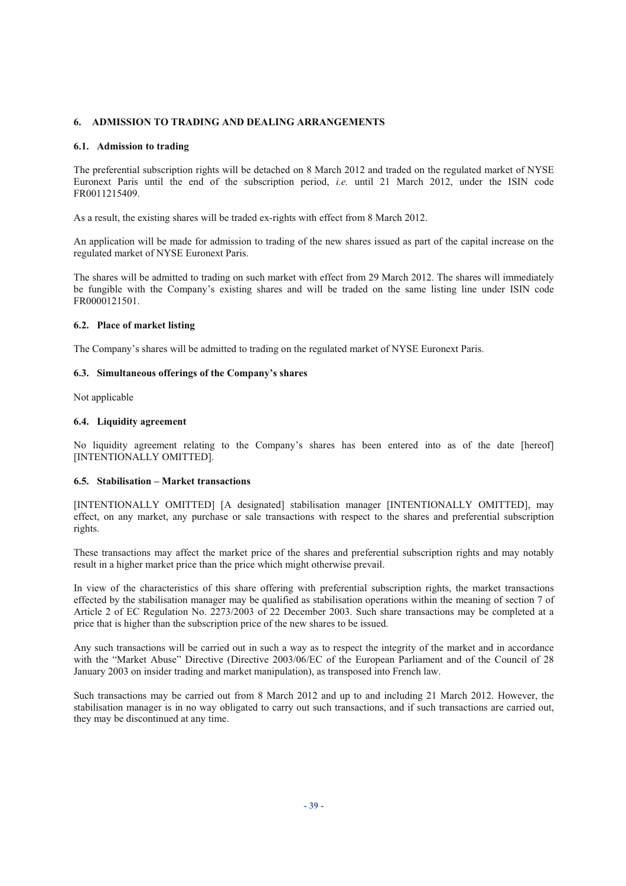## 6. ADMISSION TO TRADING AND DEALING ARRANGEMENTS

### 6.1. Admission to trading

The preferential subscription rights will be detached on 8 March 2012 and traded on the regulated market of NYSE Euronext Paris until the end of the subscription period, *i.e.* until 21 March 2012, under the ISIN code FR0011215409.

As a result, the existing shares will be traded ex-rights with effect from 8 March 2012.

An application will be made for admission to trading of the new shares issued as part of the capital increase on the regulated market of NYSE Euronext Paris.

The shares will be admitted to trading on such market with effect from 29 March 2012. The shares will immediately be fungible with the Company's existing shares and will be traded on the same listing line under ISIN code FR0000121501.

### 6.2. Place of market listing

The Company's shares will be admitted to trading on the regulated market of NYSE Euronext Paris.

### 6.3. Simultaneous offerings of the Company's shares

Not applicable

### 6.4. Liquidity agreement

No liquidity agreement relating to the Company's shares has been entered into as of the date [hereof] [INTENTIONALLY OMITTED].

### 6.5. Stabilisation – Market transactions

[INTENTIONALLY OMITTED] [A designated] stabilisation manager [INTENTIONALLY OMITTED], may effect, on any market, any purchase or sale transactions with respect to the shares and preferential subscription rights.

These transactions may affect the market price of the shares and preferential subscription rights and may notably result in a higher market price than the price which might otherwise prevail.

In view of the characteristics of this share offering with preferential subscription rights, the market transactions effected by the stabilisation manager may be qualified as stabilisation operations within the meaning of section 7 of Article 2 of EC Regulation No. 2273/2003 of 22 December 2003. Such share transactions may be completed at a price that is higher than the subscription price of the new shares to be issued.

Any such transactions will be carried out in such a way as to respect the integrity of the market and in accordance with the "Market Abuse" Directive (Directive 2003/06/EC of the European Parliament and of the Council of 28 January 2003 on insider trading and market manipulation), as transposed into French law.

Such transactions may be carried out from 8 March 2012 and up to and including 21 March 2012. However, the stabilisation manager is in no way obligated to carry out such transactions, and if such transactions are carried out, they may be discontinued at any time.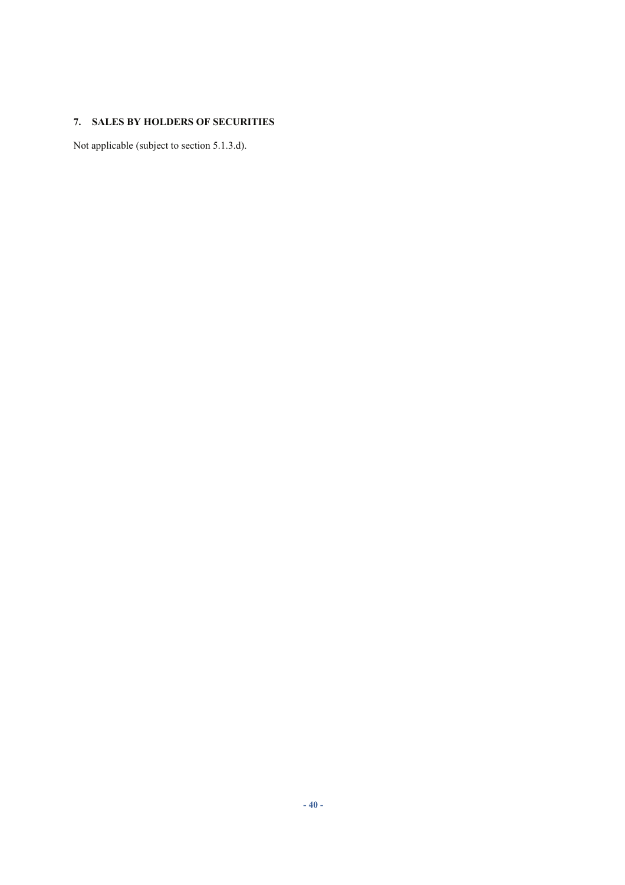## 7. SALES BY HOLDERS OF SECURITIES

Not applicable (subject to section 5.1.3.d).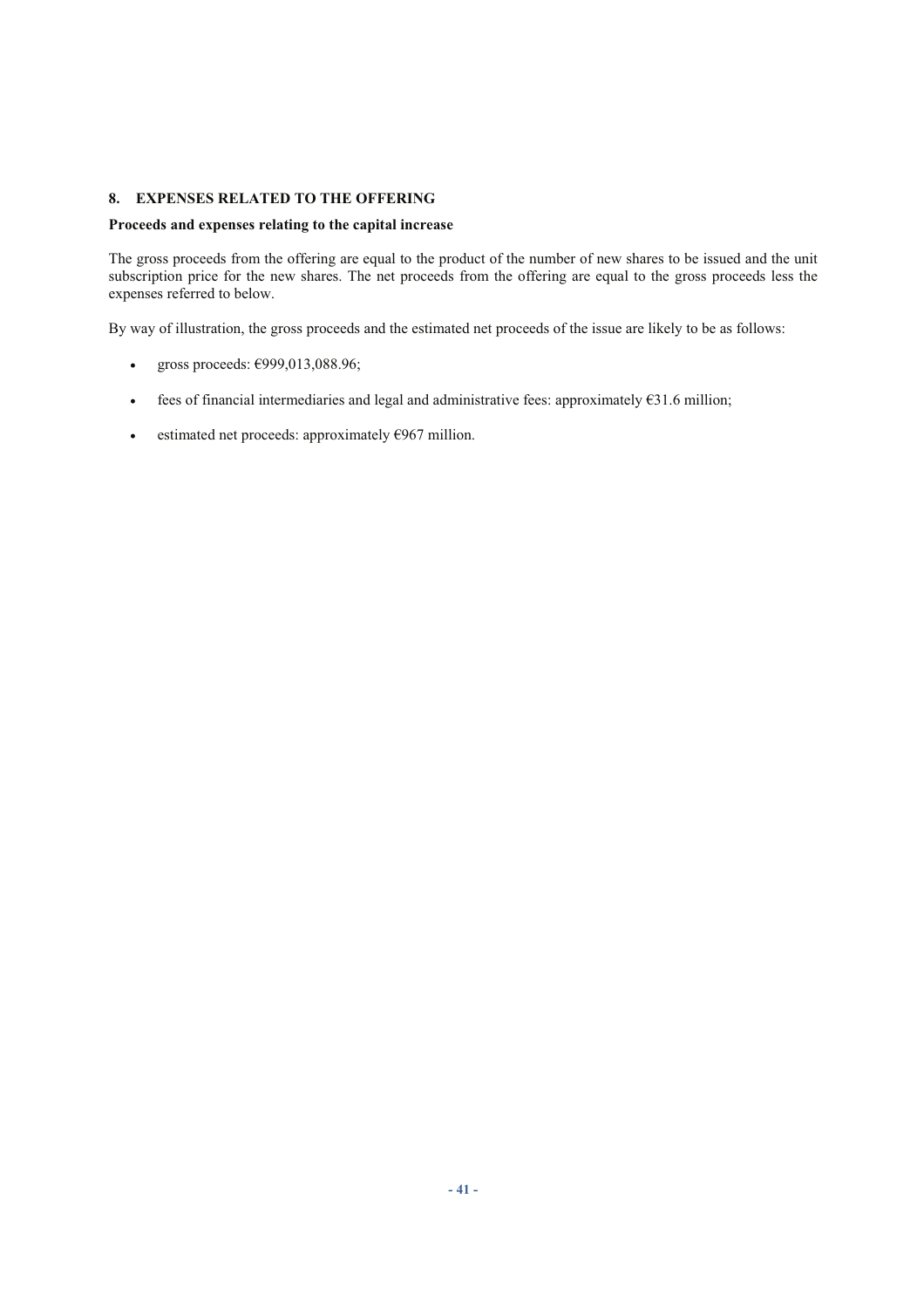## 8. EXPENSES RELATED TO THE OFFERING

**Proceeds and expenses relating to the capital increase**

The gross proceeds from the offering are equal to the product of the number of new shares to be issued and the unit subscription price for the new shares. The net proceeds from the offering are equal to the gross proceeds less the expenses referred to below.

By way of illustration, the gross proceeds and the estimated net proceeds of the issue are likely to be as follows:

- gross proceeds: €999,013,088.96;
- fees of financial intermediaries and legal and administrative fees: approximately €31.6 million;
- estimated net proceeds: approximately €967 million.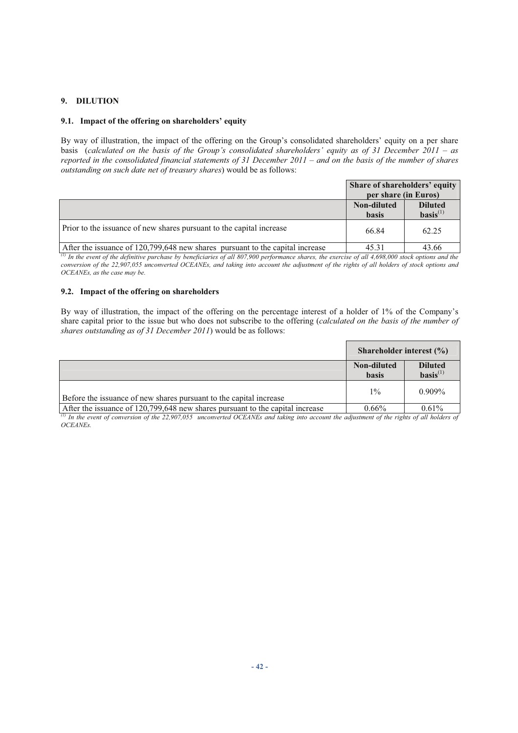## 9. DILUTION

### 9.1. Impact of the offering on shareholders' equity

By way of illustration, the impact of the offering on the Group's consolidated shareholders' equity on a per share basis (*calculated on the basis of the Group's consolidated shareholders' equity as of 31 December 2011 – as reported in the consolidated financial statements of 31 December 2011 – and on the basis of the number of shares outstanding on such date net of treasury shares*) would be as follows:

| | **Share of shareholders' equity per share (in Euros)** | |
|---|---|---|
| | **Non-diluted basis** | **Diluted basis**[(1)] |
| Prior to the issuance of new shares pursuant to the capital increase | 66.84 | 62.25 |
| After the issuance of 120,799,648 new shares pursuant to the capital increase | 45.31 | 43.66 |

*[(1)] In the event of the definitive purchase by beneficiaries of all 807,900 performance shares, the exercise of all 4,698,000 stock options and the conversion of the 22,907,055 unconverted OCEANEs, and taking into account the adjustment of the rights of all holders of stock options and OCEANEs, as the case may be.*

### 9.2. Impact of the offering on shareholders

By way of illustration, the impact of the offering on the percentage interest of a holder of 1% of the Company's share capital prior to the issue but who does not subscribe to the offering (*calculated on the basis of the number of shares outstanding as of 31 December 2011*) would be as follows:

| | **Shareholder interest (%)** | |
|---|---|---|
| | **Non-diluted basis** | **Diluted basis**[(1)] |
| Before the issuance of new shares pursuant to the capital increase | 1% | 0.909% |
| After the issuance of 120,799,648 new shares pursuant to the capital increase | 0.66% | 0.61% |

*[(1)] In the event of conversion of the 22,907,055 unconverted OCEANEs and taking into account the adjustment of the rights of all holders of OCEANEs.*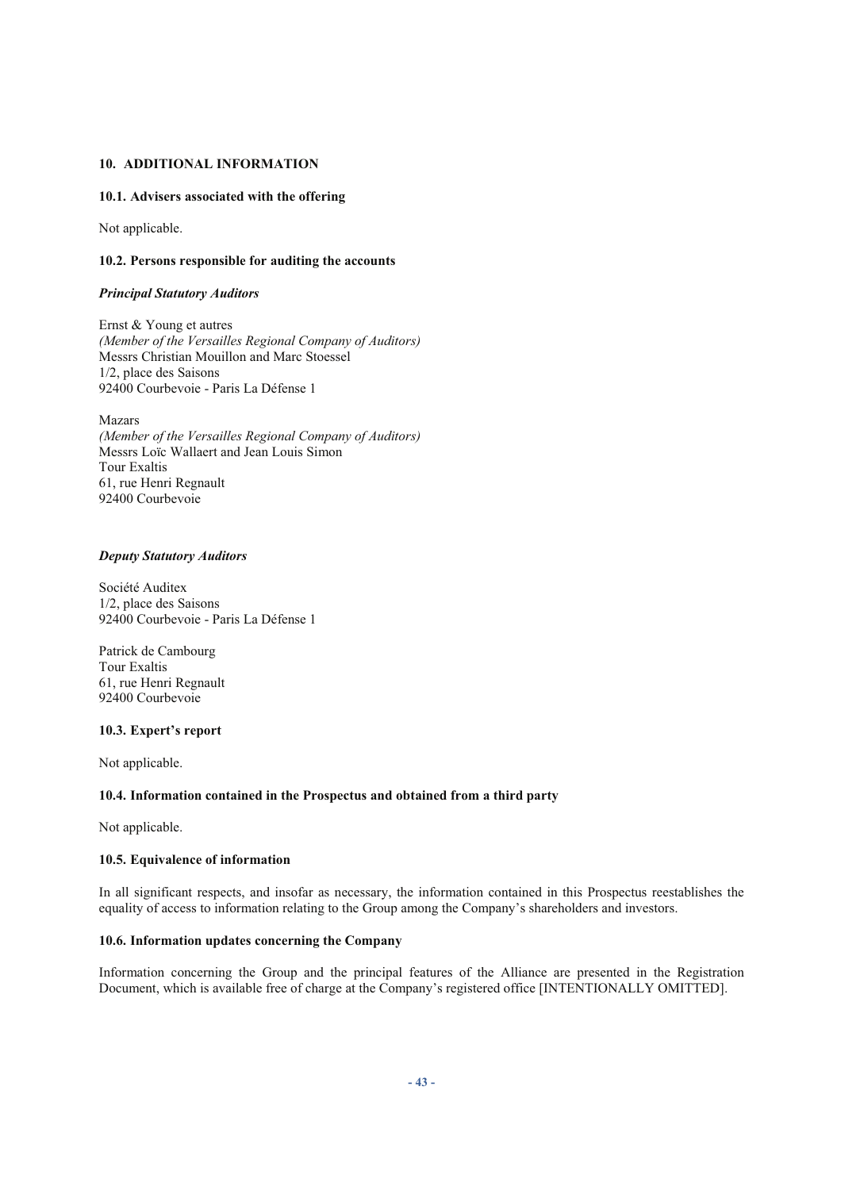## 10. ADDITIONAL INFORMATION

### 10.1. Advisers associated with the offering

Not applicable.

### 10.2. Persons responsible for auditing the accounts

***Principal Statutory Auditors***

Ernst & Young et autres
*(Member of the Versailles Regional Company of Auditors)*
Messrs Christian Mouillon and Marc Stoessel
1/2, place des Saisons
92400 Courbevoie - Paris La Défense 1

Mazars
*(Member of the Versailles Regional Company of Auditors)*
Messrs Loïc Wallaert and Jean Louis Simon
Tour Exaltis
61, rue Henri Regnault
92400 Courbevoie

***Deputy Statutory Auditors***

Société Auditex
1/2, place des Saisons
92400 Courbevoie - Paris La Défense 1

Patrick de Cambourg
Tour Exaltis
61, rue Henri Regnault
92400 Courbevoie

### 10.3. Expert's report

Not applicable.

### 10.4. Information contained in the Prospectus and obtained from a third party

Not applicable.

### 10.5. Equivalence of information

In all significant respects, and insofar as necessary, the information contained in this Prospectus reestablishes the equality of access to information relating to the Group among the Company's shareholders and investors.

### 10.6. Information updates concerning the Company

Information concerning the Group and the principal features of the Alliance are presented in the Registration Document, which is available free of charge at the Company's registered office [INTENTIONALLY OMITTED].